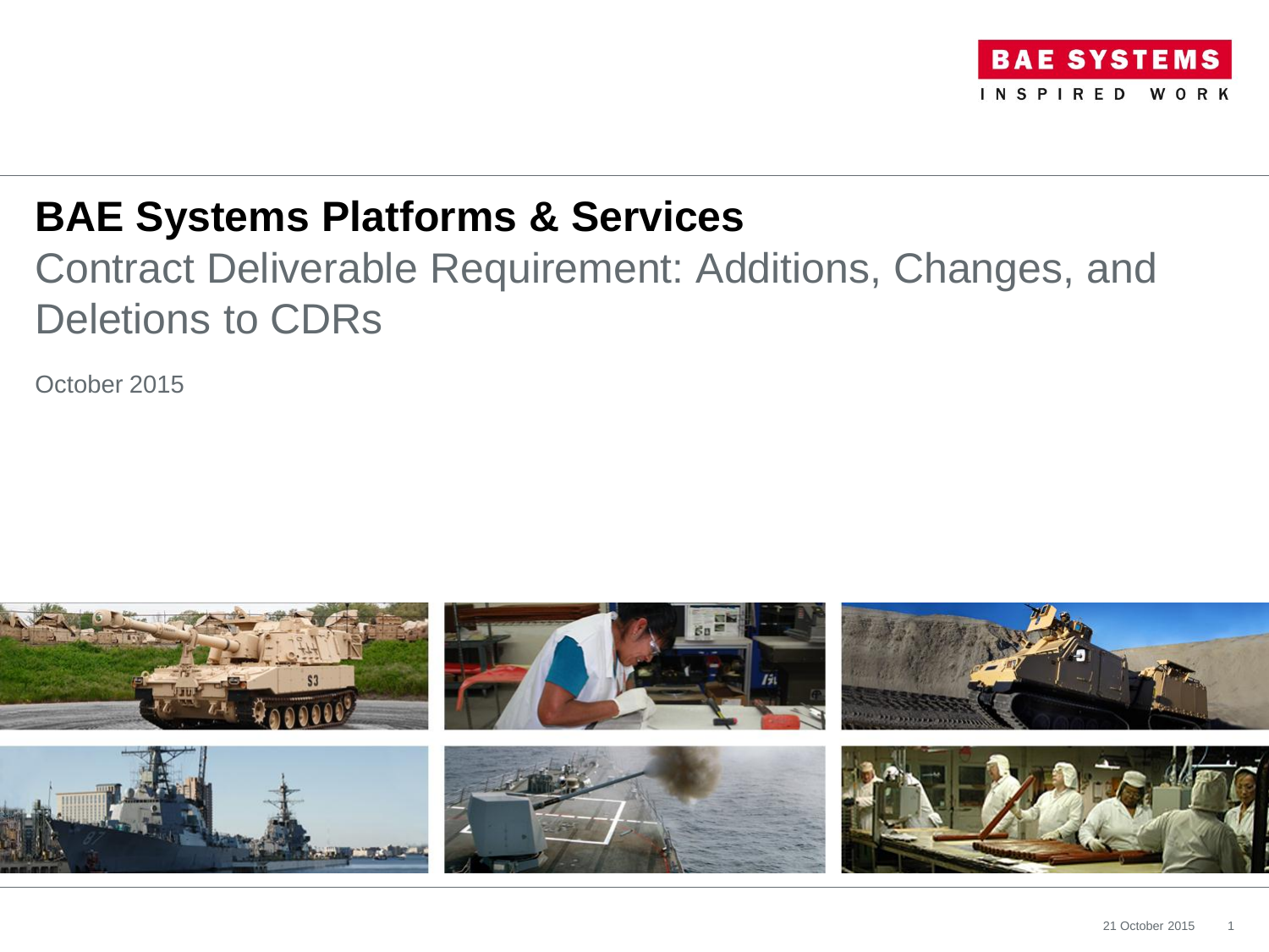BAE SYSTEMS

INSPIRED WORK

# BAE Systems Platforms & Services

## Contract Deliverable Requirement: Additions, Changes, and Deletions to CDRs

October 2015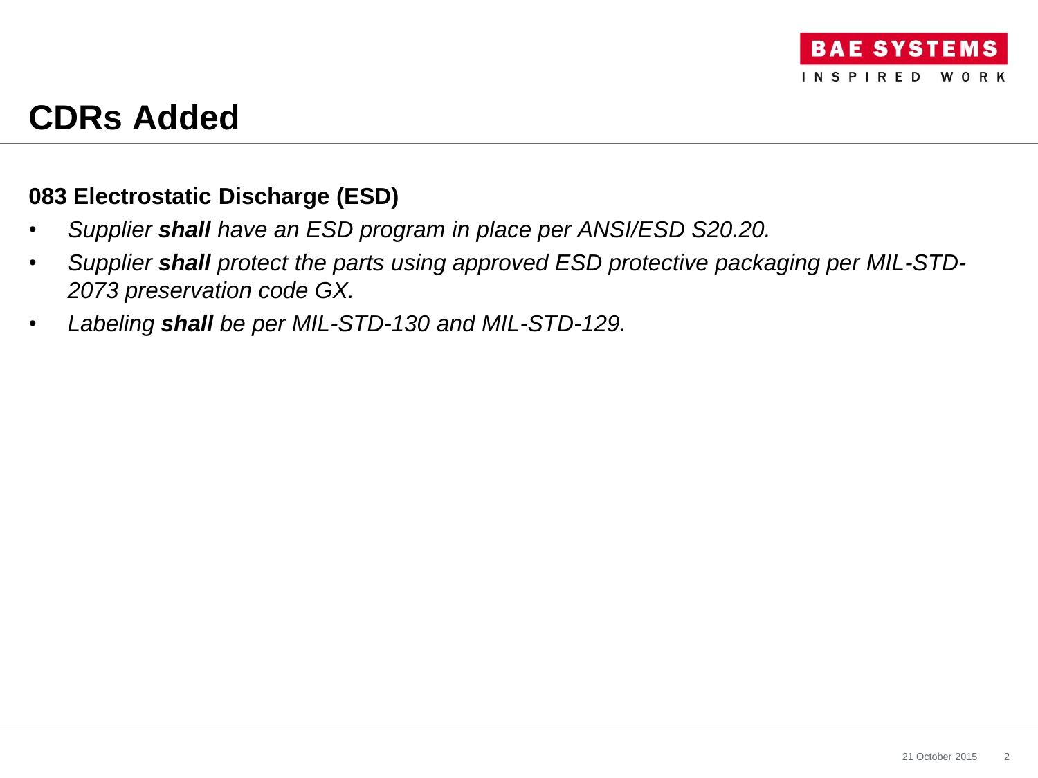# CDRs Added

**083 Electrostatic Discharge (ESD)**

- *Supplier **shall** have an ESD program in place per ANSI/ESD S20.20.*
- *Supplier **shall** protect the parts using approved ESD protective packaging per MIL-STD-2073 preservation code GX.*
- *Labeling **shall** be per MIL-STD-130 and MIL-STD-129.*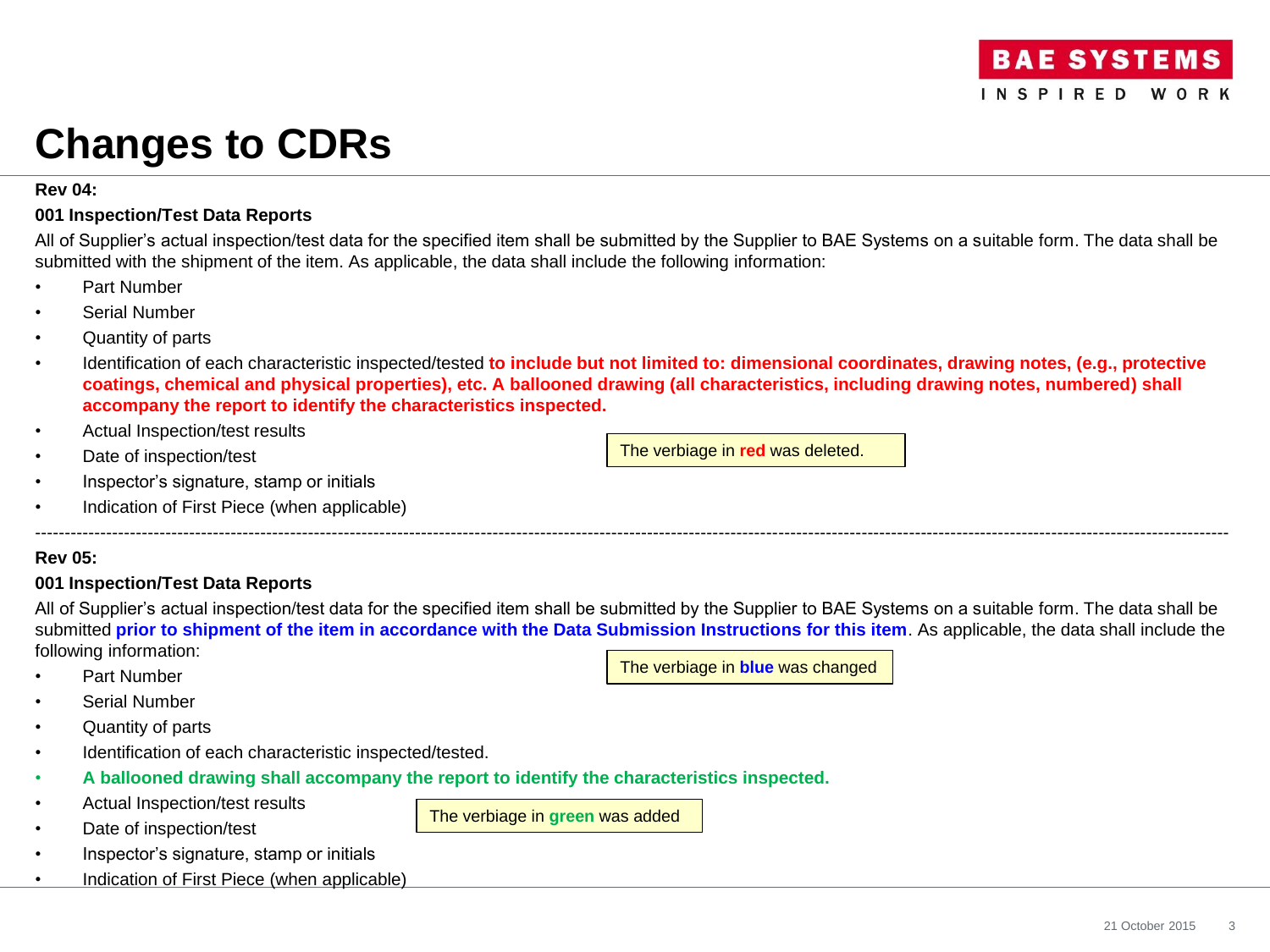# Changes to CDRs

**Rev 04:**

**001 Inspection/Test Data Reports**

All of Supplier's actual inspection/test data for the specified item shall be submitted by the Supplier to BAE Systems on a suitable form. The data shall be submitted with the shipment of the item. As applicable, the data shall include the following information:

- Part Number
- Serial Number
- Quantity of parts
- Identification of each characteristic inspected/tested **to include but not limited to: dimensional coordinates, drawing notes, (e.g., protective coatings, chemical and physical properties), etc. A ballooned drawing (all characteristics, including drawing notes, numbered) shall accompany the report to identify the characteristics inspected.**
- Actual Inspection/test results
- Date of inspection/test
- Inspector's signature, stamp or initials
- Indication of First Piece (when applicable)

The verbiage in **red** was deleted.

---

**Rev 05:**

**001 Inspection/Test Data Reports**

All of Supplier's actual inspection/test data for the specified item shall be submitted by the Supplier to BAE Systems on a suitable form. The data shall be submitted **prior to shipment of the item in accordance with the Data Submission Instructions for this item**. As applicable, the data shall include the following information:

- Part Number
- Serial Number
- Quantity of parts
- Identification of each characteristic inspected/tested.
- **A ballooned drawing shall accompany the report to identify the characteristics inspected.**
- Actual Inspection/test results
- Date of inspection/test
- Inspector's signature, stamp or initials
- Indication of First Piece (when applicable)

The verbiage in **blue** was changed

The verbiage in **green** was added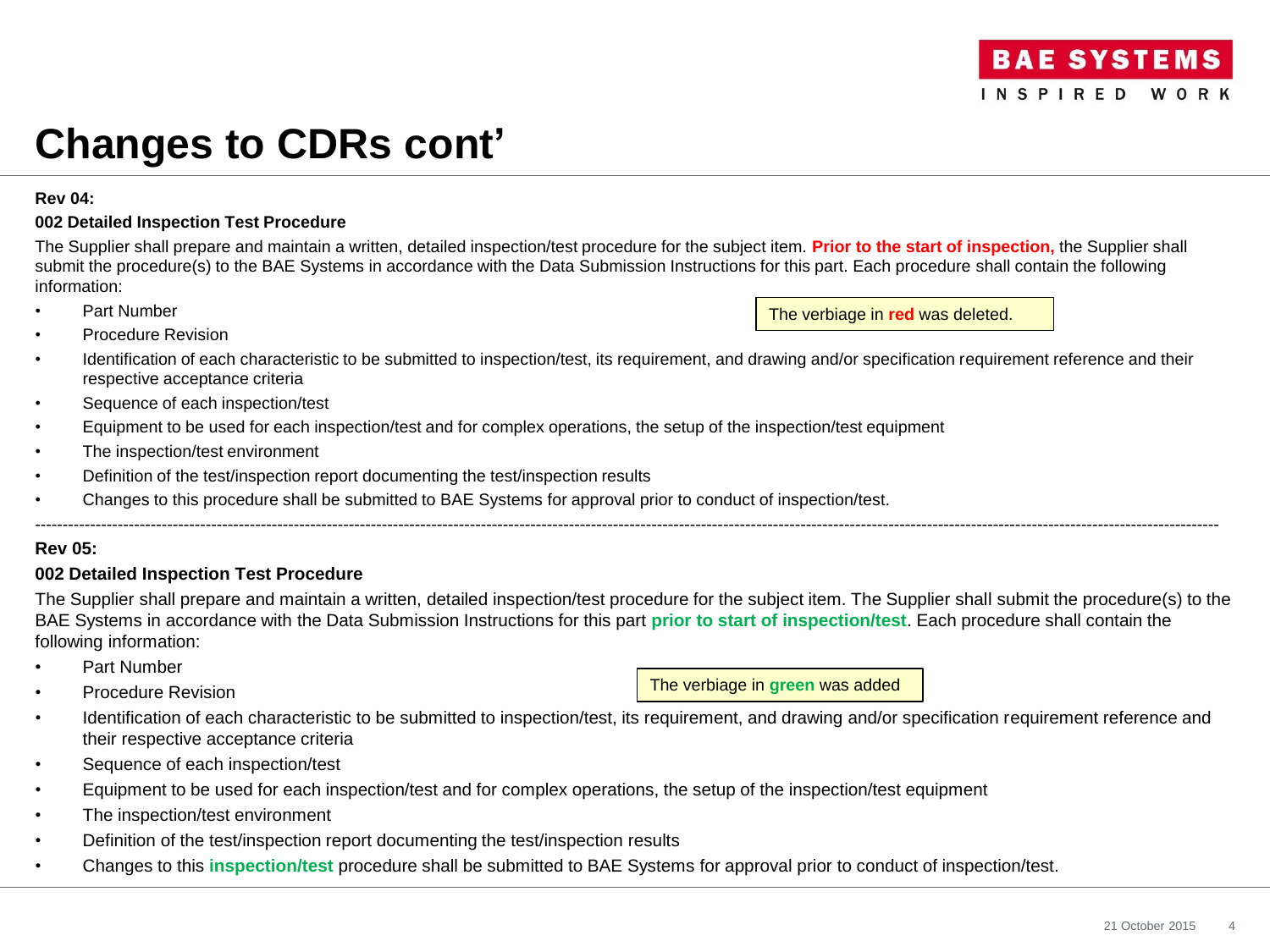# Changes to CDRs cont'

**Rev 04:**

**002 Detailed Inspection Test Procedure**

The Supplier shall prepare and maintain a written, detailed inspection/test procedure for the subject item. **Prior to the start of inspection,** the Supplier shall submit the procedure(s) to the BAE Systems in accordance with the Data Submission Instructions for this part. Each procedure shall contain the following information:

- Part Number
- Procedure Revision
- Identification of each characteristic to be submitted to inspection/test, its requirement, and drawing and/or specification requirement reference and their respective acceptance criteria
- Sequence of each inspection/test
- Equipment to be used for each inspection/test and for complex operations, the setup of the inspection/test equipment
- The inspection/test environment
- Definition of the test/inspection report documenting the test/inspection results
- Changes to this procedure shall be submitted to BAE Systems for approval prior to conduct of inspection/test.

The verbiage in **red** was deleted.

---

**Rev 05:**

**002 Detailed Inspection Test Procedure**

The Supplier shall prepare and maintain a written, detailed inspection/test procedure for the subject item. The Supplier shall submit the procedure(s) to the BAE Systems in accordance with the Data Submission Instructions for this part **prior to start of inspection/test**. Each procedure shall contain the following information:

- Part Number
- Procedure Revision
- Identification of each characteristic to be submitted to inspection/test, its requirement, and drawing and/or specification requirement reference and their respective acceptance criteria
- Sequence of each inspection/test
- Equipment to be used for each inspection/test and for complex operations, the setup of the inspection/test equipment
- The inspection/test environment
- Definition of the test/inspection report documenting the test/inspection results
- Changes to this **inspection/test** procedure shall be submitted to BAE Systems for approval prior to conduct of inspection/test.

The verbiage in **green** was added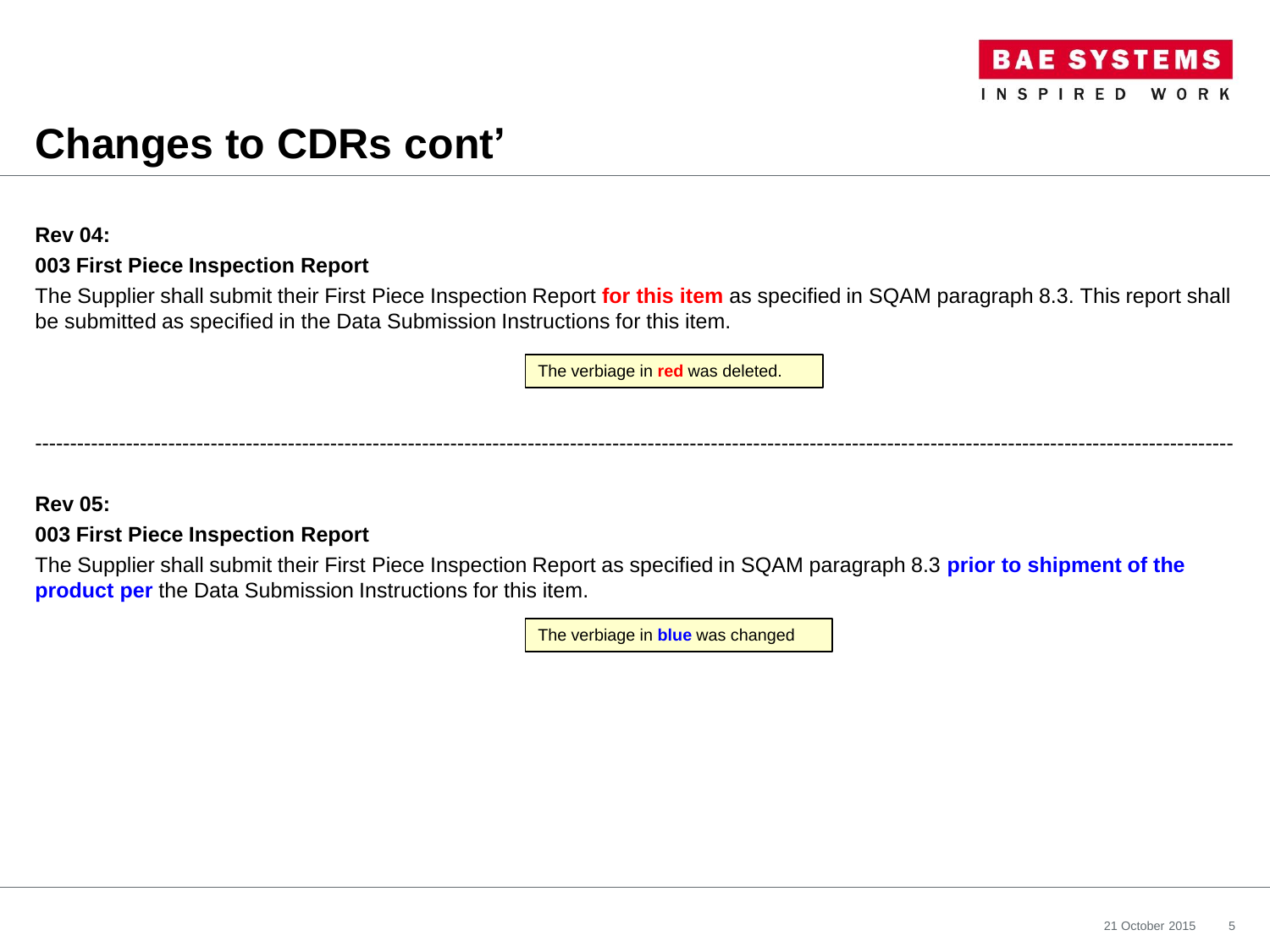# Changes to CDRs cont'

**Rev 04:**

**003 First Piece Inspection Report**

The Supplier shall submit their First Piece Inspection Report **for this item** as specified in SQAM paragraph 8.3. This report shall be submitted as specified in the Data Submission Instructions for this item.

The verbiage in **red** was deleted.

---

**Rev 05:**

**003 First Piece Inspection Report**

The Supplier shall submit their First Piece Inspection Report as specified in SQAM paragraph 8.3 **prior to shipment of the product per** the Data Submission Instructions for this item.

The verbiage in **blue** was changed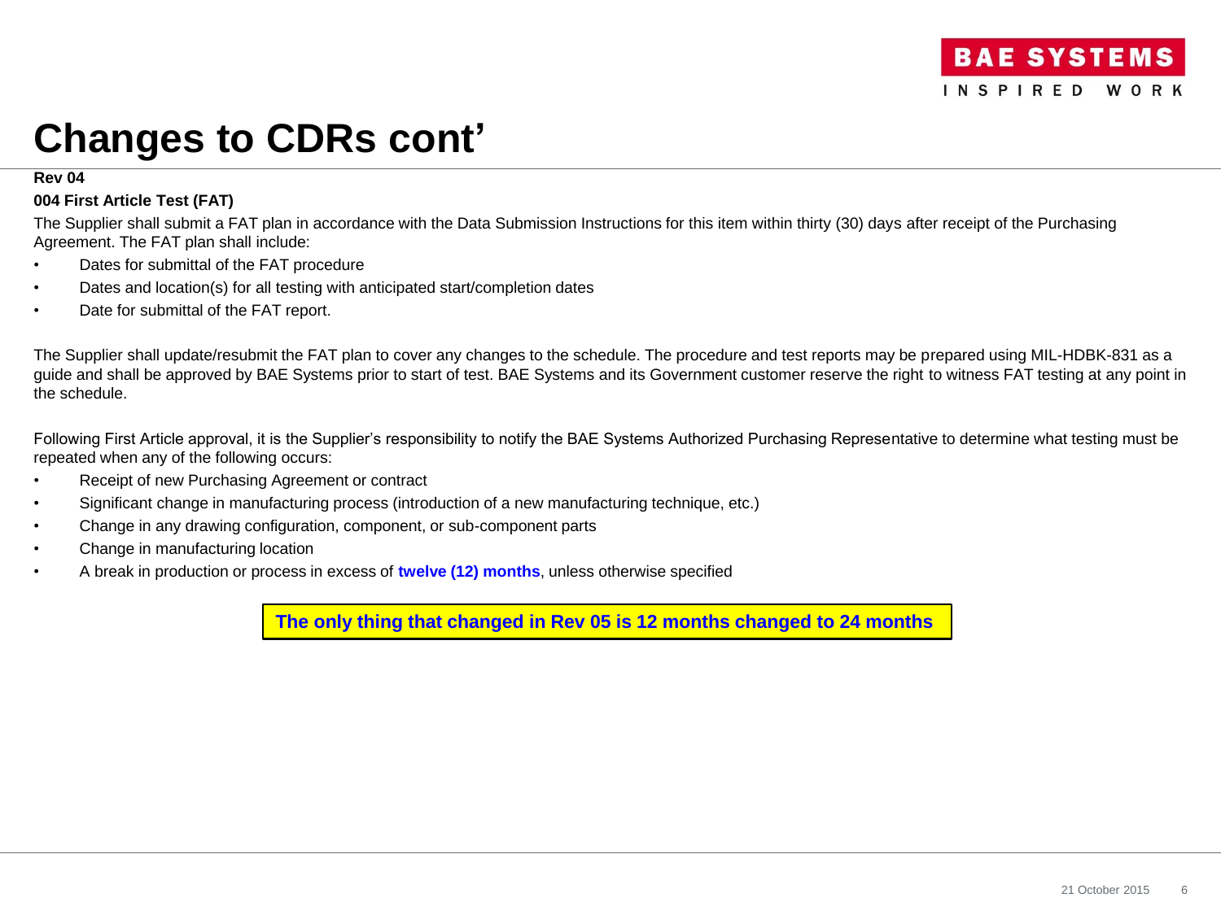# Changes to CDRs cont'

**Rev 04**

**004 First Article Test (FAT)**

The Supplier shall submit a FAT plan in accordance with the Data Submission Instructions for this item within thirty (30) days after receipt of the Purchasing Agreement. The FAT plan shall include:

- Dates for submittal of the FAT procedure
- Dates and location(s) for all testing with anticipated start/completion dates
- Date for submittal of the FAT report.

The Supplier shall update/resubmit the FAT plan to cover any changes to the schedule. The procedure and test reports may be prepared using MIL-HDBK-831 as a guide and shall be approved by BAE Systems prior to start of test. BAE Systems and its Government customer reserve the right to witness FAT testing at any point in the schedule.

Following First Article approval, it is the Supplier's responsibility to notify the BAE Systems Authorized Purchasing Representative to determine what testing must be repeated when any of the following occurs:

- Receipt of new Purchasing Agreement or contract
- Significant change in manufacturing process (introduction of a new manufacturing technique, etc.)
- Change in any drawing configuration, component, or sub-component parts
- Change in manufacturing location
- A break in production or process in excess of **twelve (12) months**, unless otherwise specified

**The only thing that changed in Rev 05 is 12 months changed to 24 months**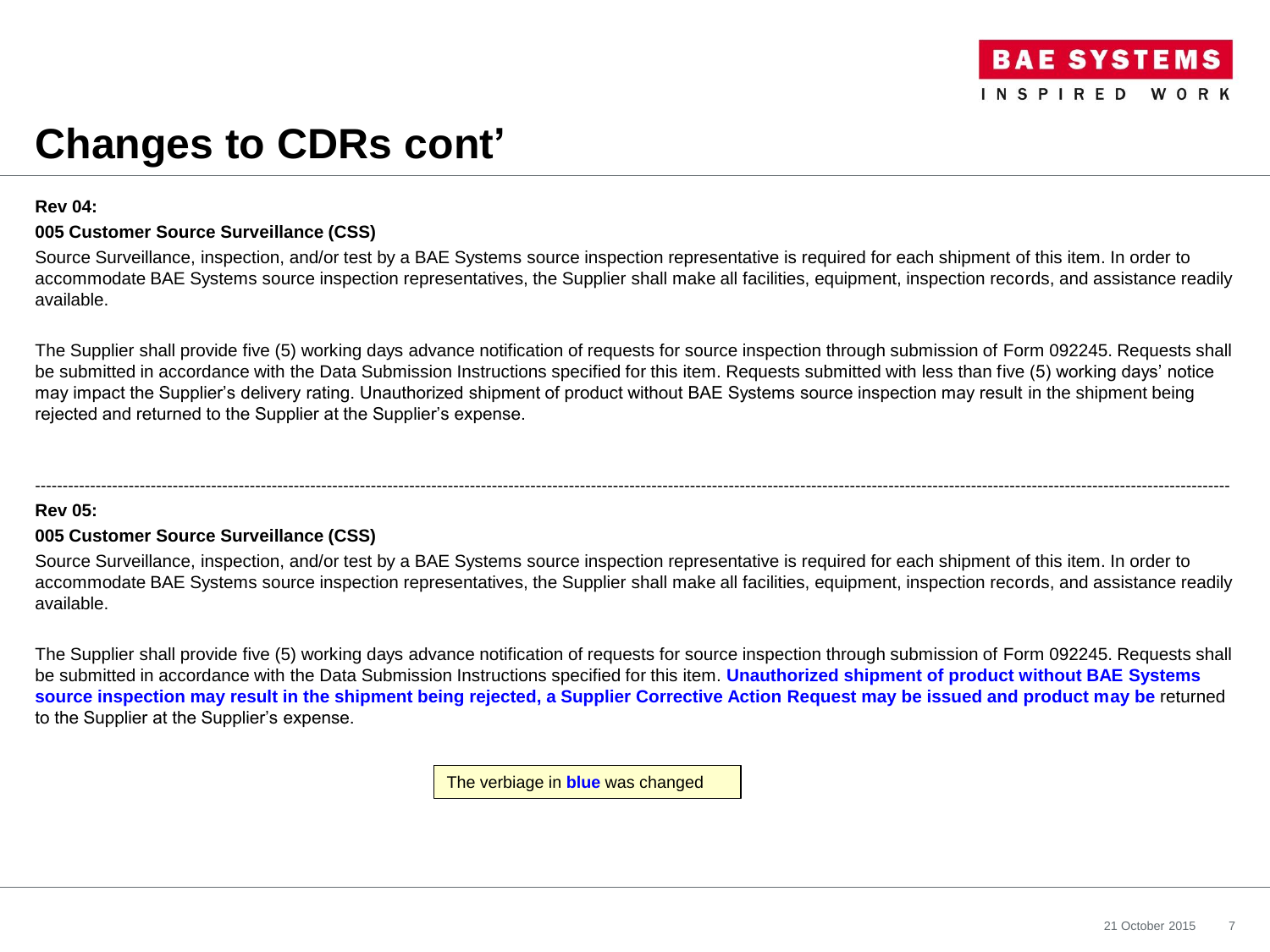# Changes to CDRs cont'

**Rev 04:**

**005 Customer Source Surveillance (CSS)**

Source Surveillance, inspection, and/or test by a BAE Systems source inspection representative is required for each shipment of this item. In order to accommodate BAE Systems source inspection representatives, the Supplier shall make all facilities, equipment, inspection records, and assistance readily available.

The Supplier shall provide five (5) working days advance notification of requests for source inspection through submission of Form 092245. Requests shall be submitted in accordance with the Data Submission Instructions specified for this item. Requests submitted with less than five (5) working days' notice may impact the Supplier's delivery rating. Unauthorized shipment of product without BAE Systems source inspection may result in the shipment being rejected and returned to the Supplier at the Supplier's expense.

---

**Rev 05:**

**005 Customer Source Surveillance (CSS)**

Source Surveillance, inspection, and/or test by a BAE Systems source inspection representative is required for each shipment of this item. In order to accommodate BAE Systems source inspection representatives, the Supplier shall make all facilities, equipment, inspection records, and assistance readily available.

The Supplier shall provide five (5) working days advance notification of requests for source inspection through submission of Form 092245. Requests shall be submitted in accordance with the Data Submission Instructions specified for this item. **Unauthorized shipment of product without BAE Systems source inspection may result in the shipment being rejected, a Supplier Corrective Action Request may be issued and product may be** returned to the Supplier at the Supplier's expense.

The verbiage in **blue** was changed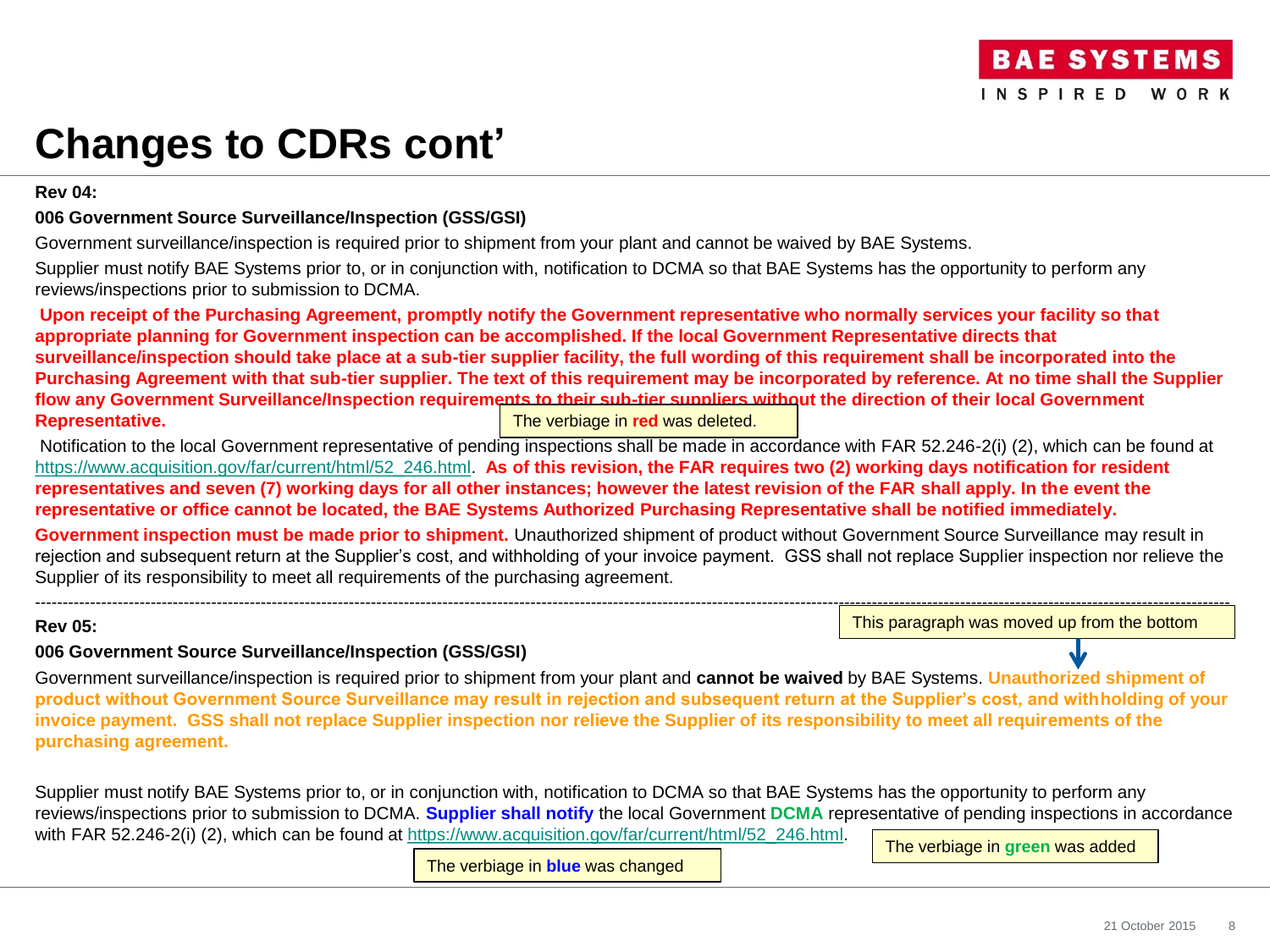# Changes to CDRs cont'

**Rev 04:**

**006 Government Source Surveillance/Inspection (GSS/GSI)**

Government surveillance/inspection is required prior to shipment from your plant and cannot be waived by BAE Systems.

Supplier must notify BAE Systems prior to, or in conjunction with, notification to DCMA so that BAE Systems has the opportunity to perform any reviews/inspections prior to submission to DCMA.

**Upon receipt of the Purchasing Agreement, promptly notify the Government representative who normally services your facility so that appropriate planning for Government inspection can be accomplished. If the local Government Representative directs that surveillance/inspection should take place at a sub-tier supplier facility, the full wording of this requirement shall be incorporated into the Purchasing Agreement with that sub-tier supplier. The text of this requirement may be incorporated by reference. At no time shall the Supplier flow any Government Surveillance/Inspection requirements to their sub-tier suppliers without the direction of their local Government Representative.**

The verbiage in **red** was deleted.

Notification to the local Government representative of pending inspections shall be made in accordance with FAR 52.246-2(i) (2), which can be found at https://www.acquisition.gov/far/current/html/52_246.html. **As of this revision, the FAR requires two (2) working days notification for resident representatives and seven (7) working days for all other instances; however the latest revision of the FAR shall apply. In the event the representative or office cannot be located, the BAE Systems Authorized Purchasing Representative shall be notified immediately.**

**Government inspection must be made prior to shipment.** Unauthorized shipment of product without Government Source Surveillance may result in rejection and subsequent return at the Supplier's cost, and withholding of your invoice payment. GSS shall not replace Supplier inspection nor relieve the Supplier of its responsibility to meet all requirements of the purchasing agreement.

---

**Rev 05:**

This paragraph was moved up from the bottom

**006 Government Source Surveillance/Inspection (GSS/GSI)**

Government surveillance/inspection is required prior to shipment from your plant and **cannot be waived** by BAE Systems. **Unauthorized shipment of product without Government Source Surveillance may result in rejection and subsequent return at the Supplier's cost, and withholding of your invoice payment. GSS shall not replace Supplier inspection nor relieve the Supplier of its responsibility to meet all requirements of the purchasing agreement.**

Supplier must notify BAE Systems prior to, or in conjunction with, notification to DCMA so that BAE Systems has the opportunity to perform any reviews/inspections prior to submission to DCMA. **Supplier shall notify** the local Government **DCMA** representative of pending inspections in accordance with FAR 52.246-2(i) (2), which can be found at https://www.acquisition.gov/far/current/html/52_246.html.

The verbiage in **green** was added

The verbiage in **blue** was changed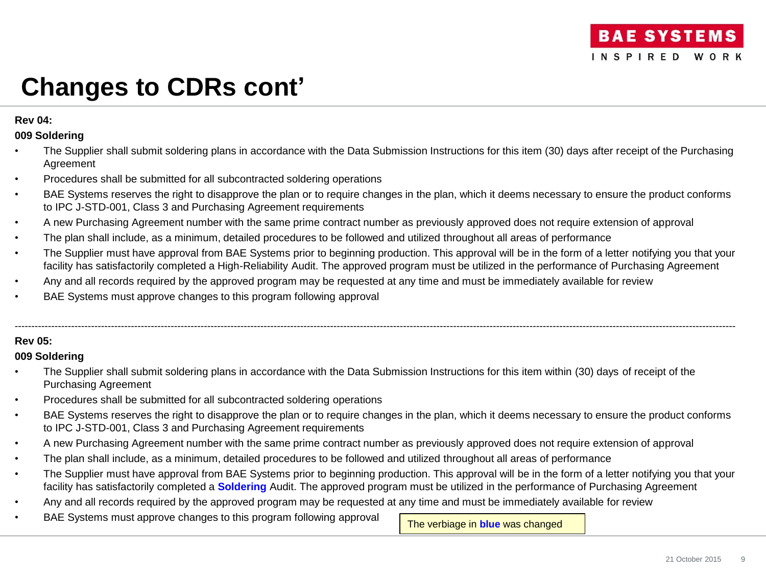# Changes to CDRs cont'

**Rev 04:**

**009 Soldering**

- The Supplier shall submit soldering plans in accordance with the Data Submission Instructions for this item (30) days after receipt of the Purchasing Agreement
- Procedures shall be submitted for all subcontracted soldering operations
- BAE Systems reserves the right to disapprove the plan or to require changes in the plan, which it deems necessary to ensure the product conforms to IPC J-STD-001, Class 3 and Purchasing Agreement requirements
- A new Purchasing Agreement number with the same prime contract number as previously approved does not require extension of approval
- The plan shall include, as a minimum, detailed procedures to be followed and utilized throughout all areas of performance
- The Supplier must have approval from BAE Systems prior to beginning production. This approval will be in the form of a letter notifying you that your facility has satisfactorily completed a High-Reliability Audit. The approved program must be utilized in the performance of Purchasing Agreement
- Any and all records required by the approved program may be requested at any time and must be immediately available for review
- BAE Systems must approve changes to this program following approval

---

**Rev 05:**

**009 Soldering**

- The Supplier shall submit soldering plans in accordance with the Data Submission Instructions for this item within (30) days of receipt of the Purchasing Agreement
- Procedures shall be submitted for all subcontracted soldering operations
- BAE Systems reserves the right to disapprove the plan or to require changes in the plan, which it deems necessary to ensure the product conforms to IPC J-STD-001, Class 3 and Purchasing Agreement requirements
- A new Purchasing Agreement number with the same prime contract number as previously approved does not require extension of approval
- The plan shall include, as a minimum, detailed procedures to be followed and utilized throughout all areas of performance
- The Supplier must have approval from BAE Systems prior to beginning production. This approval will be in the form of a letter notifying you that your facility has satisfactorily completed a **Soldering** Audit. The approved program must be utilized in the performance of Purchasing Agreement
- Any and all records required by the approved program may be requested at any time and must be immediately available for review
- BAE Systems must approve changes to this program following approval

The verbiage in **blue** was changed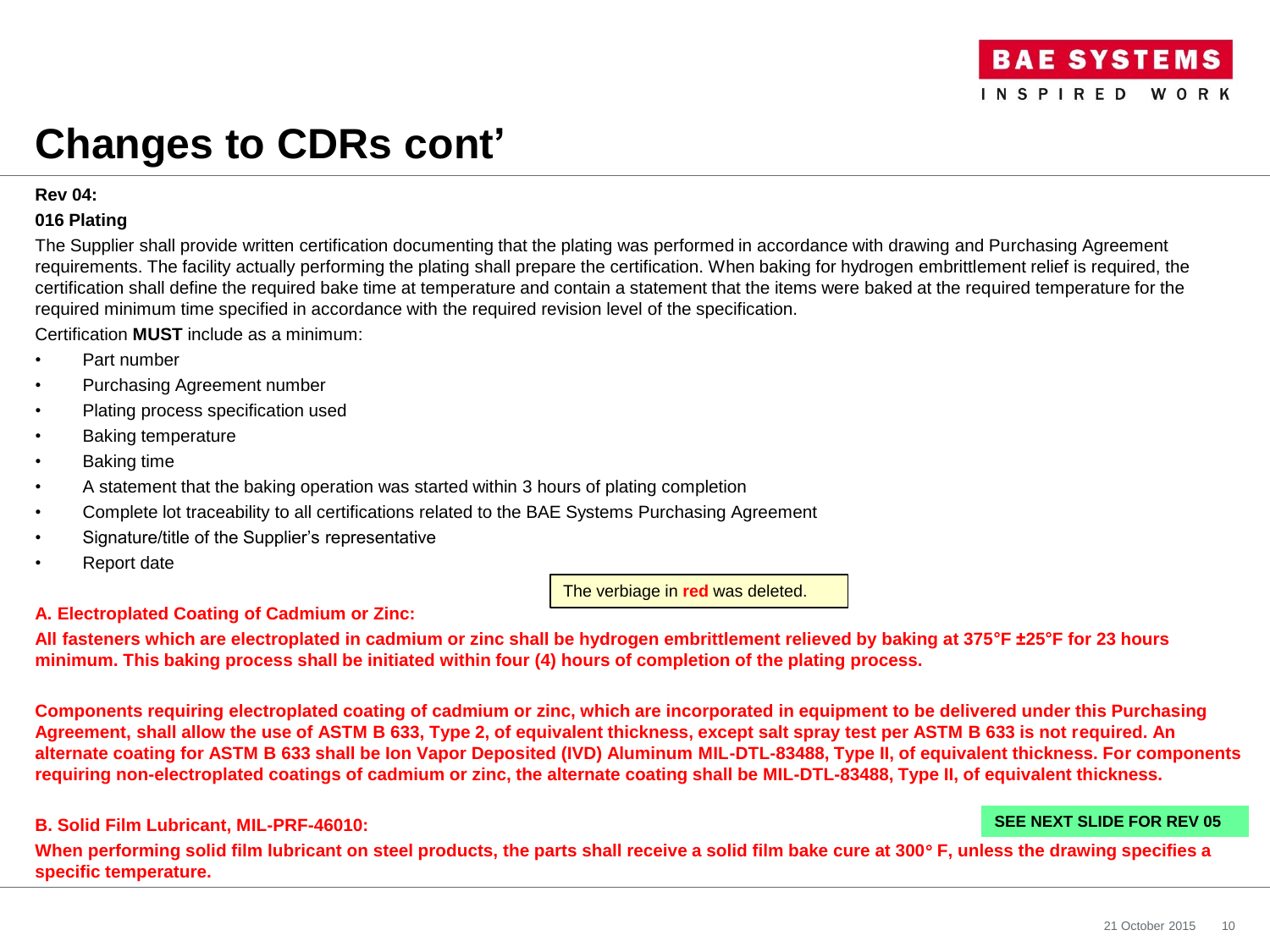# Changes to CDRs cont'

**Rev 04:**

**016 Plating**

The Supplier shall provide written certification documenting that the plating was performed in accordance with drawing and Purchasing Agreement requirements. The facility actually performing the plating shall prepare the certification. When baking for hydrogen embrittlement relief is required, the certification shall define the required bake time at temperature and contain a statement that the items were baked at the required temperature for the required minimum time specified in accordance with the required revision level of the specification.

Certification **MUST** include as a minimum:

- Part number
- Purchasing Agreement number
- Plating process specification used
- Baking temperature
- Baking time
- A statement that the baking operation was started within 3 hours of plating completion
- Complete lot traceability to all certifications related to the BAE Systems Purchasing Agreement
- Signature/title of the Supplier's representative
- Report date

The verbiage in **red** was deleted.

**A. Electroplated Coating of Cadmium or Zinc:**

**All fasteners which are electroplated in cadmium or zinc shall be hydrogen embrittlement relieved by baking at 375°F ±25°F for 23 hours minimum. This baking process shall be initiated within four (4) hours of completion of the plating process.**

**Components requiring electroplated coating of cadmium or zinc, which are incorporated in equipment to be delivered under this Purchasing Agreement, shall allow the use of ASTM B 633, Type 2, of equivalent thickness, except salt spray test per ASTM B 633 is not required. An alternate coating for ASTM B 633 shall be Ion Vapor Deposited (IVD) Aluminum MIL-DTL-83488, Type II, of equivalent thickness. For components requiring non-electroplated coatings of cadmium or zinc, the alternate coating shall be MIL-DTL-83488, Type II, of equivalent thickness.**

**B. Solid Film Lubricant, MIL-PRF-46010:**

**SEE NEXT SLIDE FOR REV 05**

**When performing solid film lubricant on steel products, the parts shall receive a solid film bake cure at 300° F, unless the drawing specifies a specific temperature.**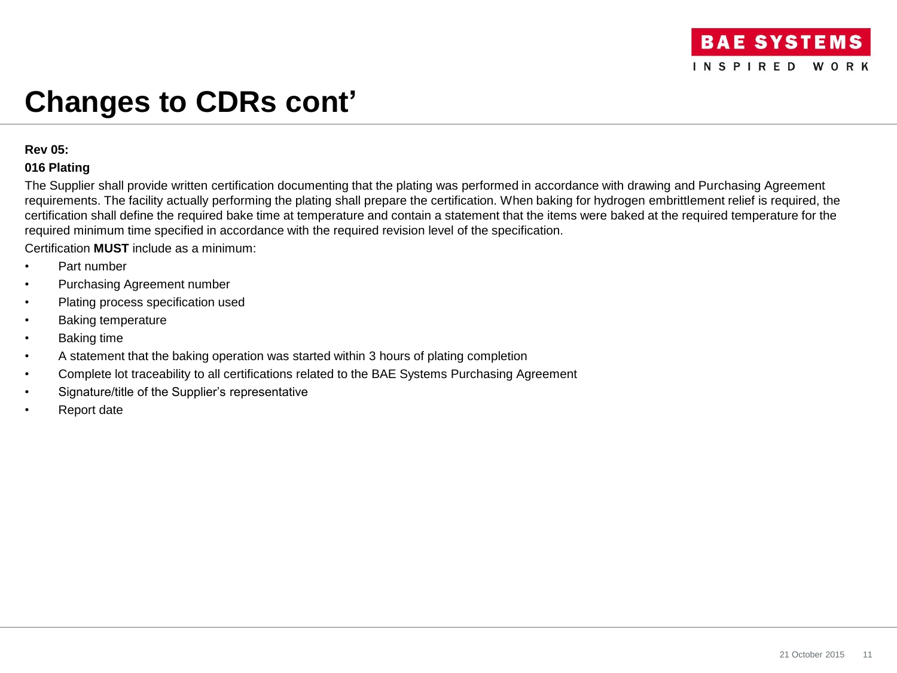# Changes to CDRs cont'

**Rev 05:**

**016 Plating**

The Supplier shall provide written certification documenting that the plating was performed in accordance with drawing and Purchasing Agreement requirements. The facility actually performing the plating shall prepare the certification. When baking for hydrogen embrittlement relief is required, the certification shall define the required bake time at temperature and contain a statement that the items were baked at the required temperature for the required minimum time specified in accordance with the required revision level of the specification.

Certification **MUST** include as a minimum:

- Part number
- Purchasing Agreement number
- Plating process specification used
- Baking temperature
- Baking time
- A statement that the baking operation was started within 3 hours of plating completion
- Complete lot traceability to all certifications related to the BAE Systems Purchasing Agreement
- Signature/title of the Supplier's representative
- Report date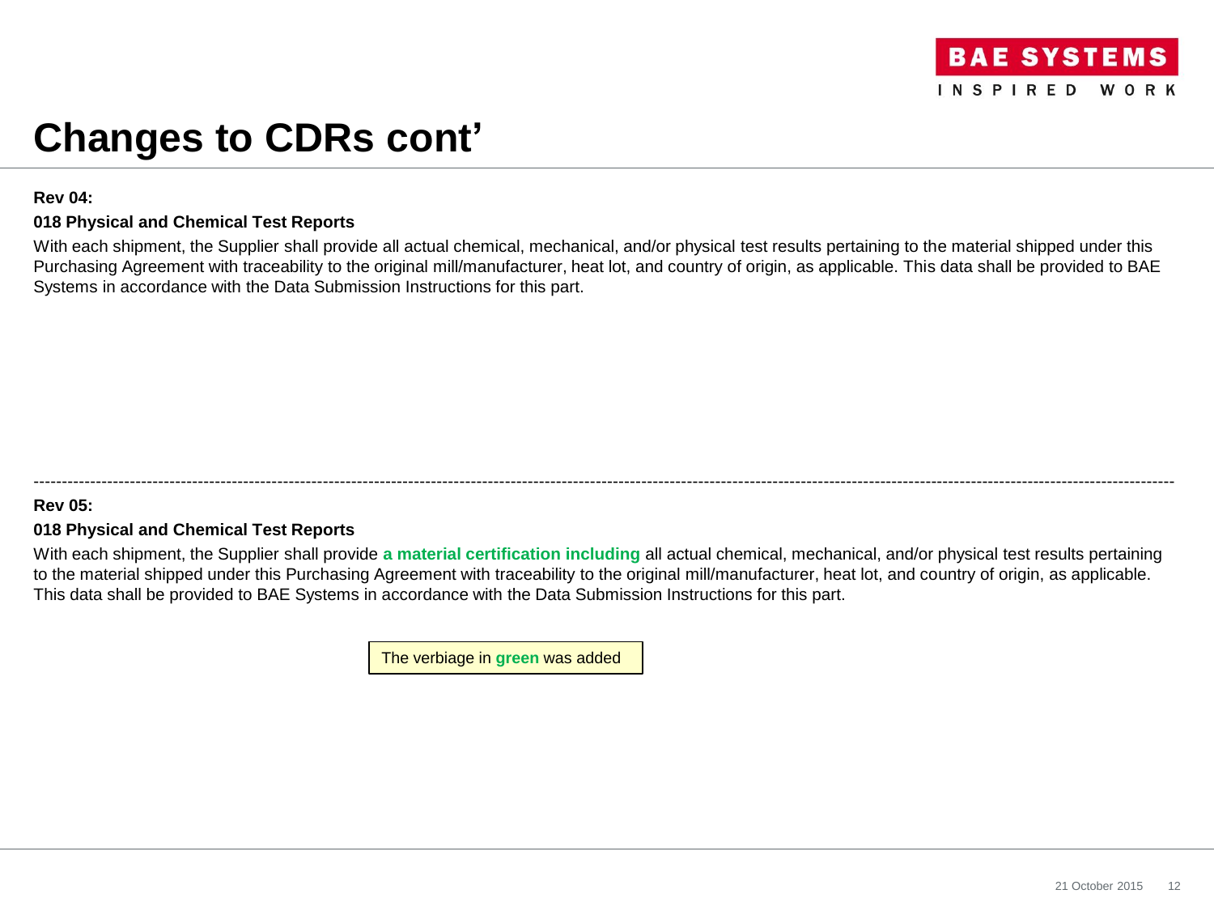# Changes to CDRs cont'

**Rev 04:**

**018 Physical and Chemical Test Reports**

With each shipment, the Supplier shall provide all actual chemical, mechanical, and/or physical test results pertaining to the material shipped under this Purchasing Agreement with traceability to the original mill/manufacturer, heat lot, and country of origin, as applicable. This data shall be provided to BAE Systems in accordance with the Data Submission Instructions for this part.

---

**Rev 05:**

**018 Physical and Chemical Test Reports**

With each shipment, the Supplier shall provide **a material certification including** all actual chemical, mechanical, and/or physical test results pertaining to the material shipped under this Purchasing Agreement with traceability to the original mill/manufacturer, heat lot, and country of origin, as applicable. This data shall be provided to BAE Systems in accordance with the Data Submission Instructions for this part.

The verbiage in **green** was added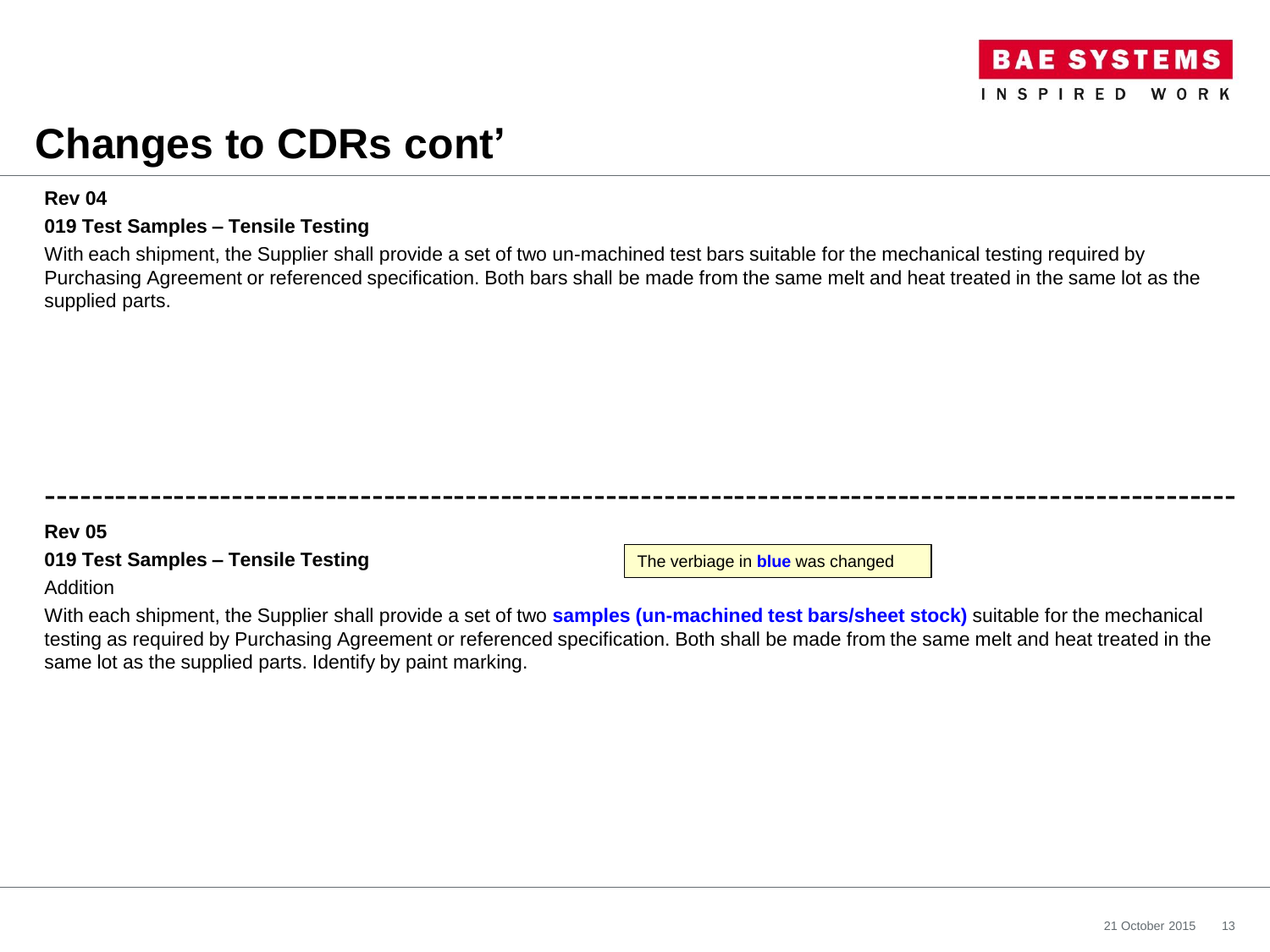# Changes to CDRs cont'

**Rev 04**

**019 Test Samples – Tensile Testing**

With each shipment, the Supplier shall provide a set of two un-machined test bars suitable for the mechanical testing required by Purchasing Agreement or referenced specification. Both bars shall be made from the same melt and heat treated in the same lot as the supplied parts.

---

**Rev 05**

**019 Test Samples – Tensile Testing**

The verbiage in **blue** was changed

Addition

With each shipment, the Supplier shall provide a set of two **samples (un-machined test bars/sheet stock)** suitable for the mechanical testing as required by Purchasing Agreement or referenced specification. Both shall be made from the same melt and heat treated in the same lot as the supplied parts. Identify by paint marking.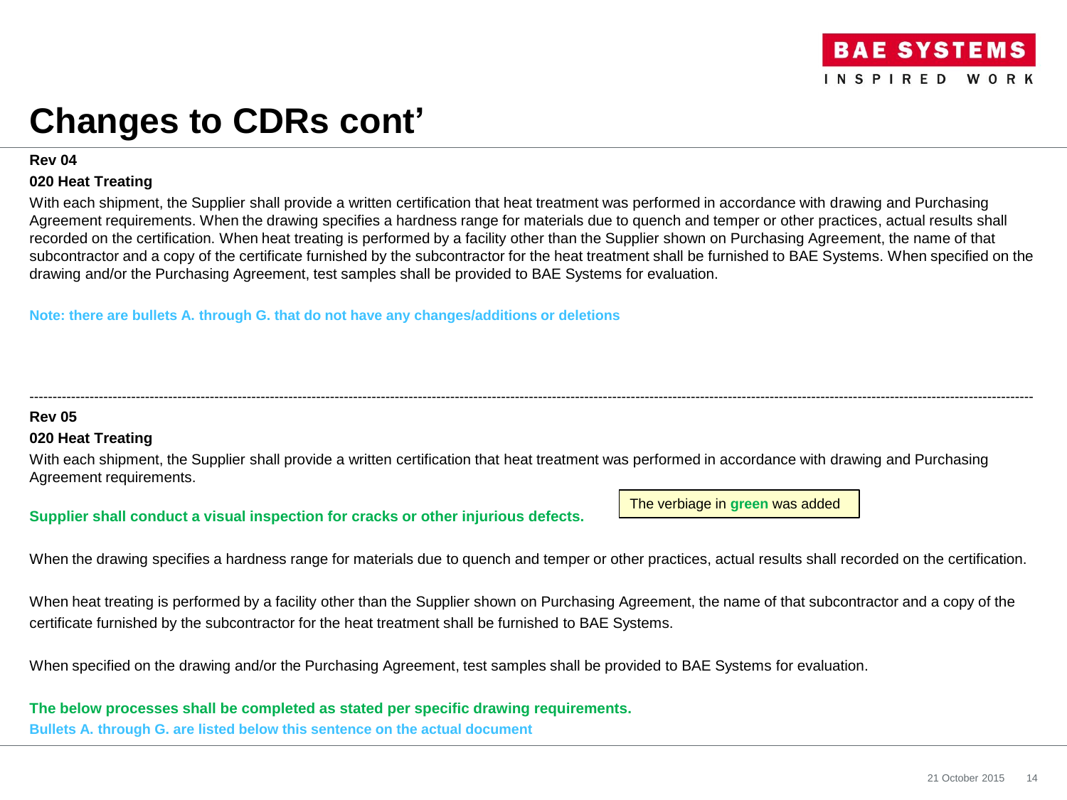# Changes to CDRs cont'

**Rev 04**

**020 Heat Treating**

With each shipment, the Supplier shall provide a written certification that heat treatment was performed in accordance with drawing and Purchasing Agreement requirements. When the drawing specifies a hardness range for materials due to quench and temper or other practices, actual results shall recorded on the certification. When heat treating is performed by a facility other than the Supplier shown on Purchasing Agreement, the name of that subcontractor and a copy of the certificate furnished by the subcontractor for the heat treatment shall be furnished to BAE Systems. When specified on the drawing and/or the Purchasing Agreement, test samples shall be provided to BAE Systems for evaluation.

**Note: there are bullets A. through G. that do not have any changes/additions or deletions**

---

**Rev 05**

**020 Heat Treating**

With each shipment, the Supplier shall provide a written certification that heat treatment was performed in accordance with drawing and Purchasing Agreement requirements.

**Supplier shall conduct a visual inspection for cracks or other injurious defects.**

The verbiage in **green** was added

When the drawing specifies a hardness range for materials due to quench and temper or other practices, actual results shall recorded on the certification.

When heat treating is performed by a facility other than the Supplier shown on Purchasing Agreement, the name of that subcontractor and a copy of the certificate furnished by the subcontractor for the heat treatment shall be furnished to BAE Systems.

When specified on the drawing and/or the Purchasing Agreement, test samples shall be provided to BAE Systems for evaluation.

**The below processes shall be completed as stated per specific drawing requirements.**

**Bullets A. through G. are listed below this sentence on the actual document**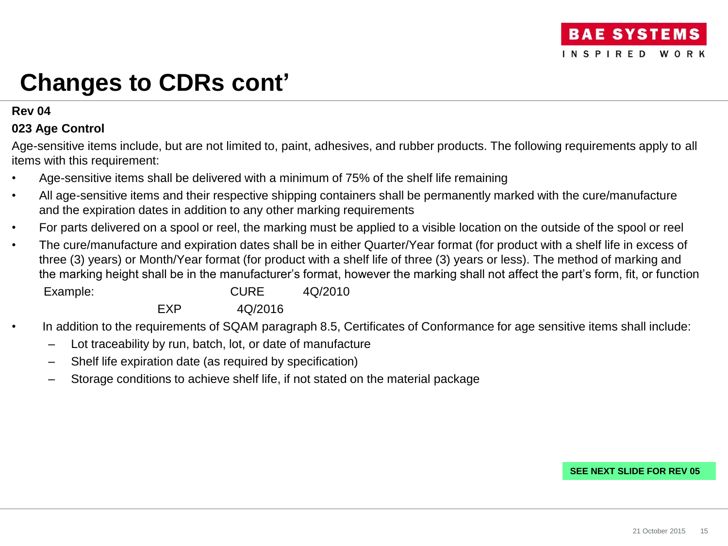# Changes to CDRs cont'

**Rev 04**

**023 Age Control**

Age-sensitive items include, but are not limited to, paint, adhesives, and rubber products. The following requirements apply to all items with this requirement:

- Age-sensitive items shall be delivered with a minimum of 75% of the shelf life remaining
- All age-sensitive items and their respective shipping containers shall be permanently marked with the cure/manufacture and the expiration dates in addition to any other marking requirements
- For parts delivered on a spool or reel, the marking must be applied to a visible location on the outside of the spool or reel
- The cure/manufacture and expiration dates shall be in either Quarter/Year format (for product with a shelf life in excess of three (3) years) or Month/Year format (for product with a shelf life of three (3) years or less). The method of marking and the marking height shall be in the manufacturer's format, however the marking shall not affect the part's form, fit, or function

  Example: CURE 4Q/2010

  EXP 4Q/2016

- In addition to the requirements of SQAM paragraph 8.5, Certificates of Conformance for age sensitive items shall include:
  - Lot traceability by run, batch, lot, or date of manufacture
  - Shelf life expiration date (as required by specification)
  - Storage conditions to achieve shelf life, if not stated on the material package

**SEE NEXT SLIDE FOR REV 05**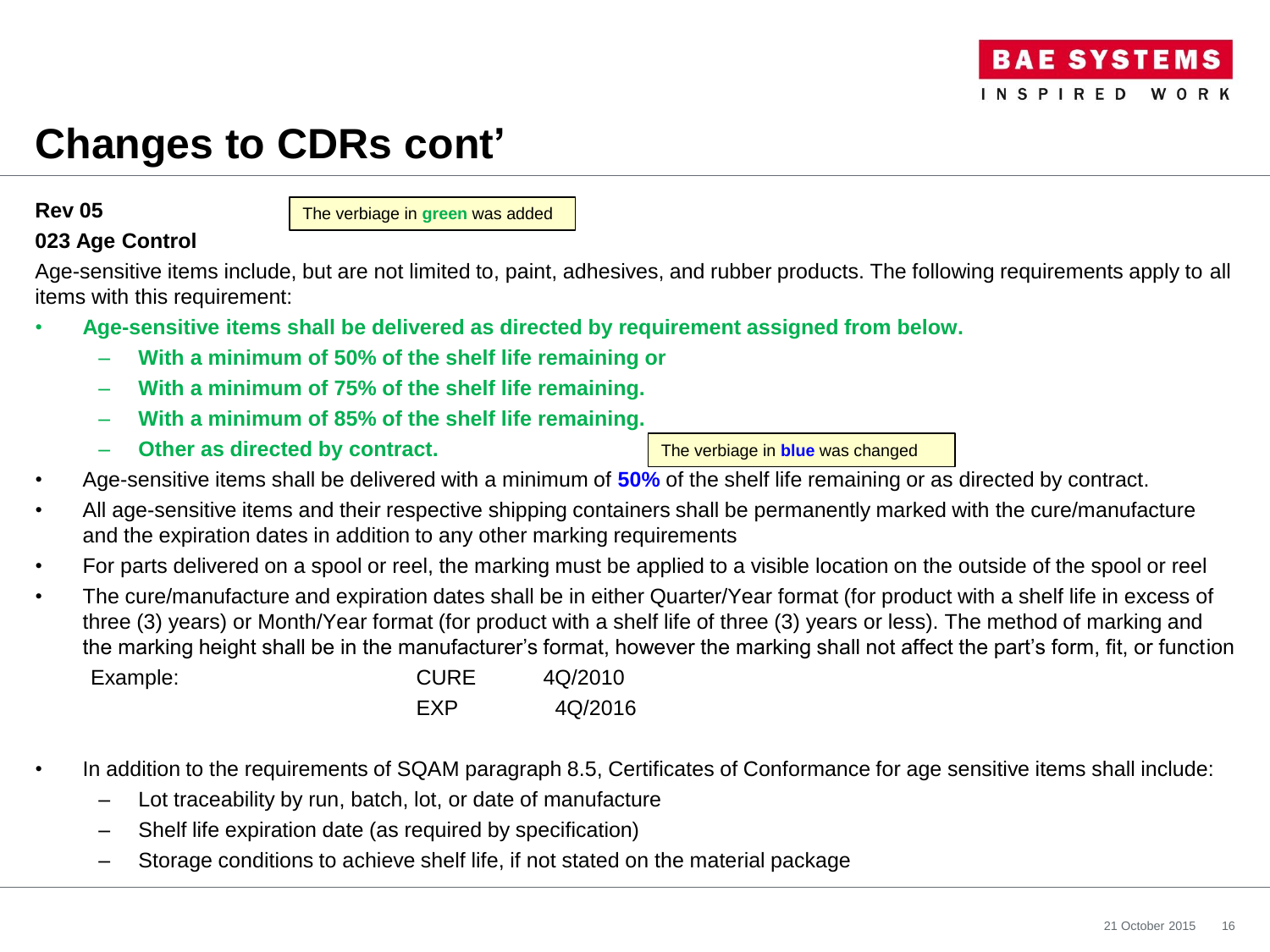# Changes to CDRs cont'

**Rev 05**

**023 Age Control**

The verbiage in **green** was added

Age-sensitive items include, but are not limited to, paint, adhesives, and rubber products. The following requirements apply to all items with this requirement:

- **Age-sensitive items shall be delivered as directed by requirement assigned from below.**
  - **With a minimum of 50% of the shelf life remaining or**
  - **With a minimum of 75% of the shelf life remaining.**
  - **With a minimum of 85% of the shelf life remaining.**
  - **Other as directed by contract.**

The verbiage in **blue** was changed

- Age-sensitive items shall be delivered with a minimum of **50%** of the shelf life remaining or as directed by contract.
- All age-sensitive items and their respective shipping containers shall be permanently marked with the cure/manufacture and the expiration dates in addition to any other marking requirements
- For parts delivered on a spool or reel, the marking must be applied to a visible location on the outside of the spool or reel
- The cure/manufacture and expiration dates shall be in either Quarter/Year format (for product with a shelf life in excess of three (3) years) or Month/Year format (for product with a shelf life of three (3) years or less). The method of marking and the marking height shall be in the manufacturer's format, however the marking shall not affect the part's form, fit, or function

  Example: CURE 4Q/2010
  
  EXP 4Q/2016

- In addition to the requirements of SQAM paragraph 8.5, Certificates of Conformance for age sensitive items shall include:
  - Lot traceability by run, batch, lot, or date of manufacture
  - Shelf life expiration date (as required by specification)
  - Storage conditions to achieve shelf life, if not stated on the material package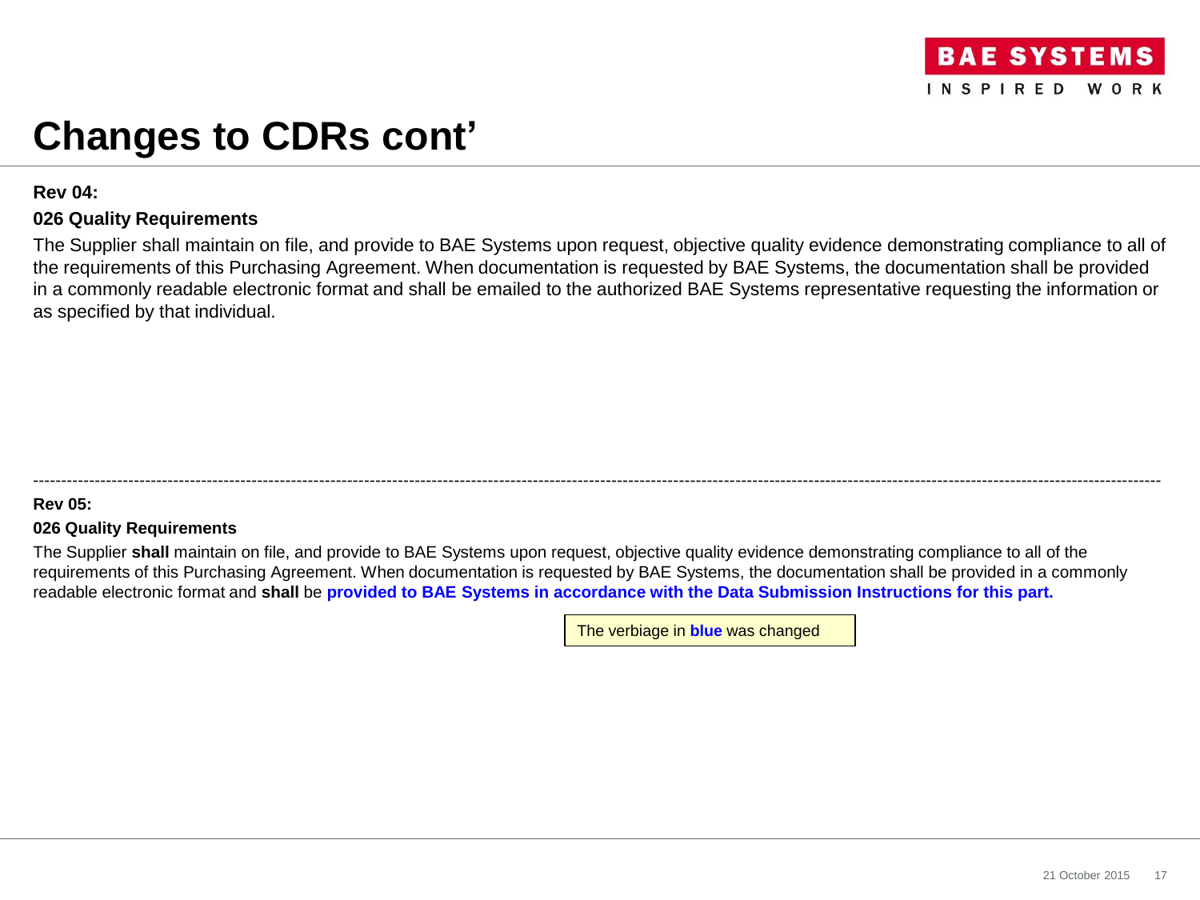# Changes to CDRs cont'

**Rev 04:**

**026 Quality Requirements**

The Supplier shall maintain on file, and provide to BAE Systems upon request, objective quality evidence demonstrating compliance to all of the requirements of this Purchasing Agreement. When documentation is requested by BAE Systems, the documentation shall be provided in a commonly readable electronic format and shall be emailed to the authorized BAE Systems representative requesting the information or as specified by that individual.

---

**Rev 05:**

**026 Quality Requirements**

The Supplier **shall** maintain on file, and provide to BAE Systems upon request, objective quality evidence demonstrating compliance to all of the requirements of this Purchasing Agreement. When documentation is requested by BAE Systems, the documentation shall be provided in a commonly readable electronic format and **shall** be **provided to BAE Systems in accordance with the Data Submission Instructions for this part.**

The verbiage in **blue** was changed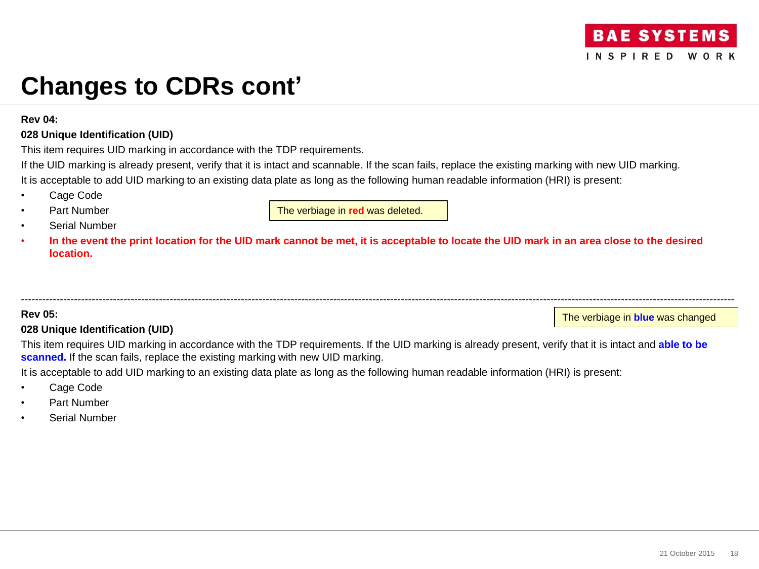# Changes to CDRs cont'

**Rev 04:**

**028 Unique Identification (UID)**

This item requires UID marking in accordance with the TDP requirements.

If the UID marking is already present, verify that it is intact and scannable. If the scan fails, replace the existing marking with new UID marking.

It is acceptable to add UID marking to an existing data plate as long as the following human readable information (HRI) is present:

- Cage Code
- Part Number
- Serial Number
- **In the event the print location for the UID mark cannot be met, it is acceptable to locate the UID mark in an area close to the desired location.**

The verbiage in **red** was deleted.

---

**Rev 05:**

The verbiage in **blue** was changed

**028 Unique Identification (UID)**

This item requires UID marking in accordance with the TDP requirements. If the UID marking is already present, verify that it is intact and **able to be scanned.** If the scan fails, replace the existing marking with new UID marking.

It is acceptable to add UID marking to an existing data plate as long as the following human readable information (HRI) is present:

- Cage Code
- Part Number
- Serial Number

21 October 2015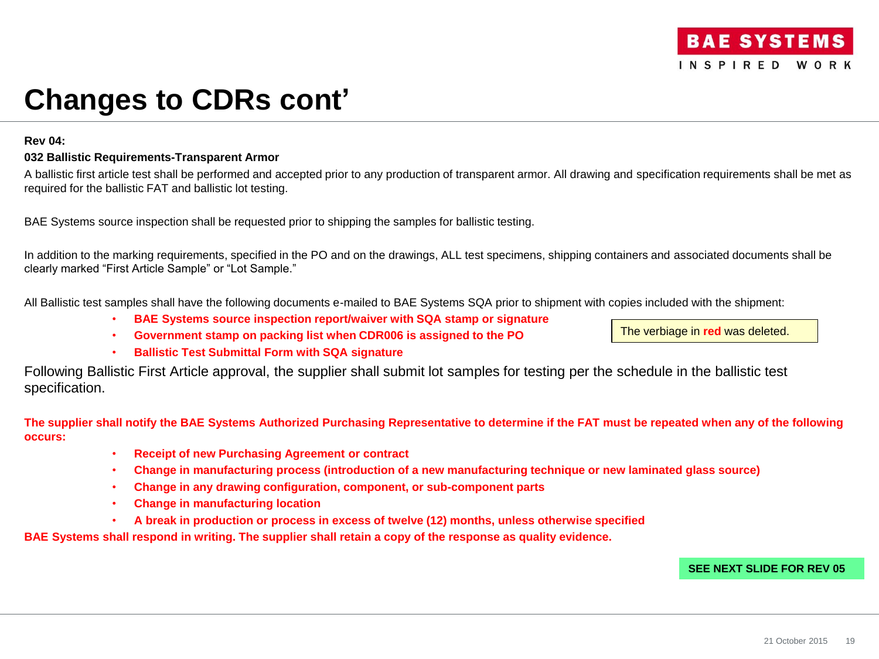# Changes to CDRs cont'

**Rev 04:**

**032 Ballistic Requirements-Transparent Armor**

A ballistic first article test shall be performed and accepted prior to any production of transparent armor. All drawing and specification requirements shall be met as required for the ballistic FAT and ballistic lot testing.

BAE Systems source inspection shall be requested prior to shipping the samples for ballistic testing.

In addition to the marking requirements, specified in the PO and on the drawings, ALL test specimens, shipping containers and associated documents shall be clearly marked "First Article Sample" or "Lot Sample."

All Ballistic test samples shall have the following documents e-mailed to BAE Systems SQA prior to shipment with copies included with the shipment:

- **BAE Systems source inspection report/waiver with SQA stamp or signature**
- **Government stamp on packing list when CDR006 is assigned to the PO**
- **Ballistic Test Submittal Form with SQA signature**

The verbiage in **red** was deleted.

Following Ballistic First Article approval, the supplier shall submit lot samples for testing per the schedule in the ballistic test specification.

**The supplier shall notify the BAE Systems Authorized Purchasing Representative to determine if the FAT must be repeated when any of the following occurs:**

- **Receipt of new Purchasing Agreement or contract**
- **Change in manufacturing process (introduction of a new manufacturing technique or new laminated glass source)**
- **Change in any drawing configuration, component, or sub-component parts**
- **Change in manufacturing location**
- **A break in production or process in excess of twelve (12) months, unless otherwise specified**

**BAE Systems shall respond in writing. The supplier shall retain a copy of the response as quality evidence.**

**SEE NEXT SLIDE FOR REV 05**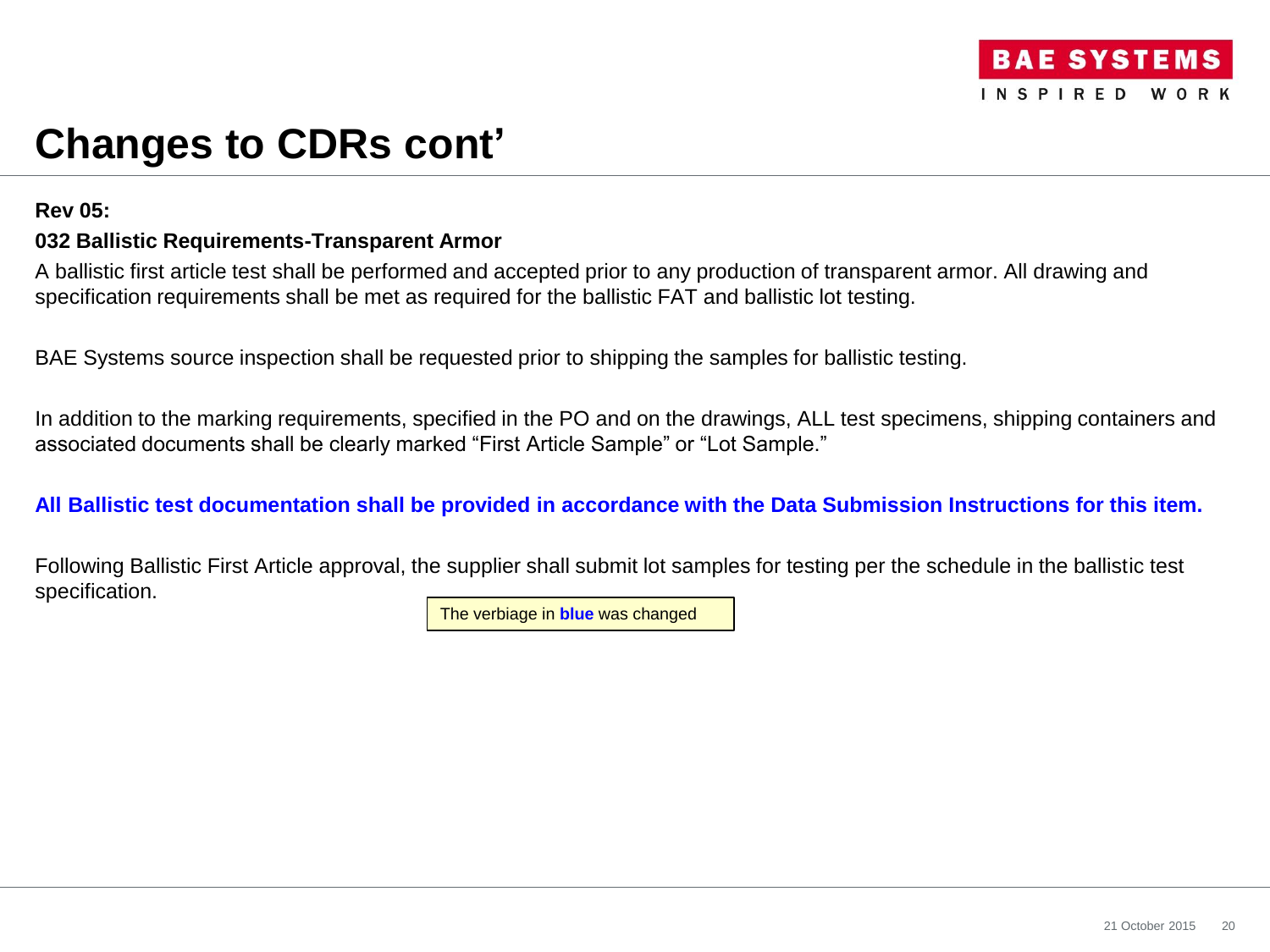# Changes to CDRs cont’

**Rev 05:**

**032 Ballistic Requirements-Transparent Armor**

A ballistic first article test shall be performed and accepted prior to any production of transparent armor. All drawing and specification requirements shall be met as required for the ballistic FAT and ballistic lot testing.

BAE Systems source inspection shall be requested prior to shipping the samples for ballistic testing.

In addition to the marking requirements, specified in the PO and on the drawings, ALL test specimens, shipping containers and associated documents shall be clearly marked “First Article Sample” or “Lot Sample.”

**All Ballistic test documentation shall be provided in accordance with the Data Submission Instructions for this item.**

Following Ballistic First Article approval, the supplier shall submit lot samples for testing per the schedule in the ballistic test specification.

The verbiage in **blue** was changed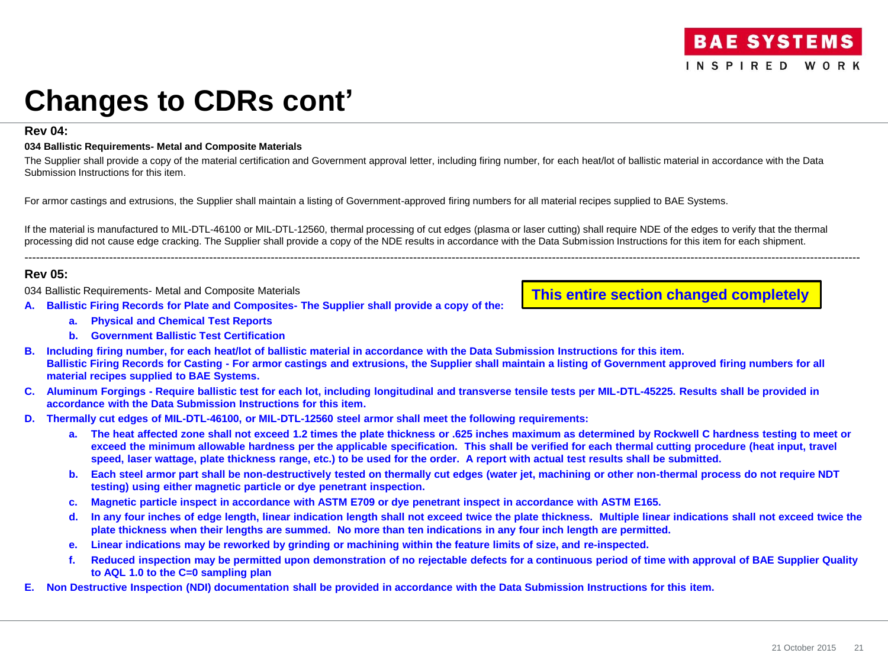# Changes to CDRs cont'

**Rev 04:**

**034 Ballistic Requirements- Metal and Composite Materials**

The Supplier shall provide a copy of the material certification and Government approval letter, including firing number, for each heat/lot of ballistic material in accordance with the Data Submission Instructions for this item.

For armor castings and extrusions, the Supplier shall maintain a listing of Government-approved firing numbers for all material recipes supplied to BAE Systems.

If the material is manufactured to MIL-DTL-46100 or MIL-DTL-12560, thermal processing of cut edges (plasma or laser cutting) shall require NDE of the edges to verify that the thermal processing did not cause edge cracking. The Supplier shall provide a copy of the NDE results in accordance with the Data Submission Instructions for this item for each shipment.

---

**Rev 05:**

034 Ballistic Requirements- Metal and Composite Materials

**This entire section changed completely**

- **A. Ballistic Firing Records for Plate and Composites- The Supplier shall provide a copy of the:**
  - **a. Physical and Chemical Test Reports**
  - **b. Government Ballistic Test Certification**
- **B. Including firing number, for each heat/lot of ballistic material in accordance with the Data Submission Instructions for this item. Ballistic Firing Records for Casting - For armor castings and extrusions, the Supplier shall maintain a listing of Government approved firing numbers for all material recipes supplied to BAE Systems.**
- **C. Aluminum Forgings - Require ballistic test for each lot, including longitudinal and transverse tensile tests per MIL-DTL-45225. Results shall be provided in accordance with the Data Submission Instructions for this item.**
- **D. Thermally cut edges of MIL-DTL-46100, or MIL-DTL-12560 steel armor shall meet the following requirements:**
  - **a. The heat affected zone shall not exceed 1.2 times the plate thickness or .625 inches maximum as determined by Rockwell C hardness testing to meet or exceed the minimum allowable hardness per the applicable specification. This shall be verified for each thermal cutting procedure (heat input, travel speed, laser wattage, plate thickness range, etc.) to be used for the order. A report with actual test results shall be submitted.**
  - **b. Each steel armor part shall be non-destructively tested on thermally cut edges (water jet, machining or other non-thermal process do not require NDT testing) using either magnetic particle or dye penetrant inspection.**
  - **c. Magnetic particle inspect in accordance with ASTM E709 or dye penetrant inspect in accordance with ASTM E165.**
  - **d. In any four inches of edge length, linear indication length shall not exceed twice the plate thickness. Multiple linear indications shall not exceed twice the plate thickness when their lengths are summed. No more than ten indications in any four inch length are permitted.**
  - **e. Linear indications may be reworked by grinding or machining within the feature limits of size, and re-inspected.**
  - **f. Reduced inspection may be permitted upon demonstration of no rejectable defects for a continuous period of time with approval of BAE Supplier Quality to AQL 1.0 to the C=0 sampling plan**
- **E. Non Destructive Inspection (NDI) documentation shall be provided in accordance with the Data Submission Instructions for this item.**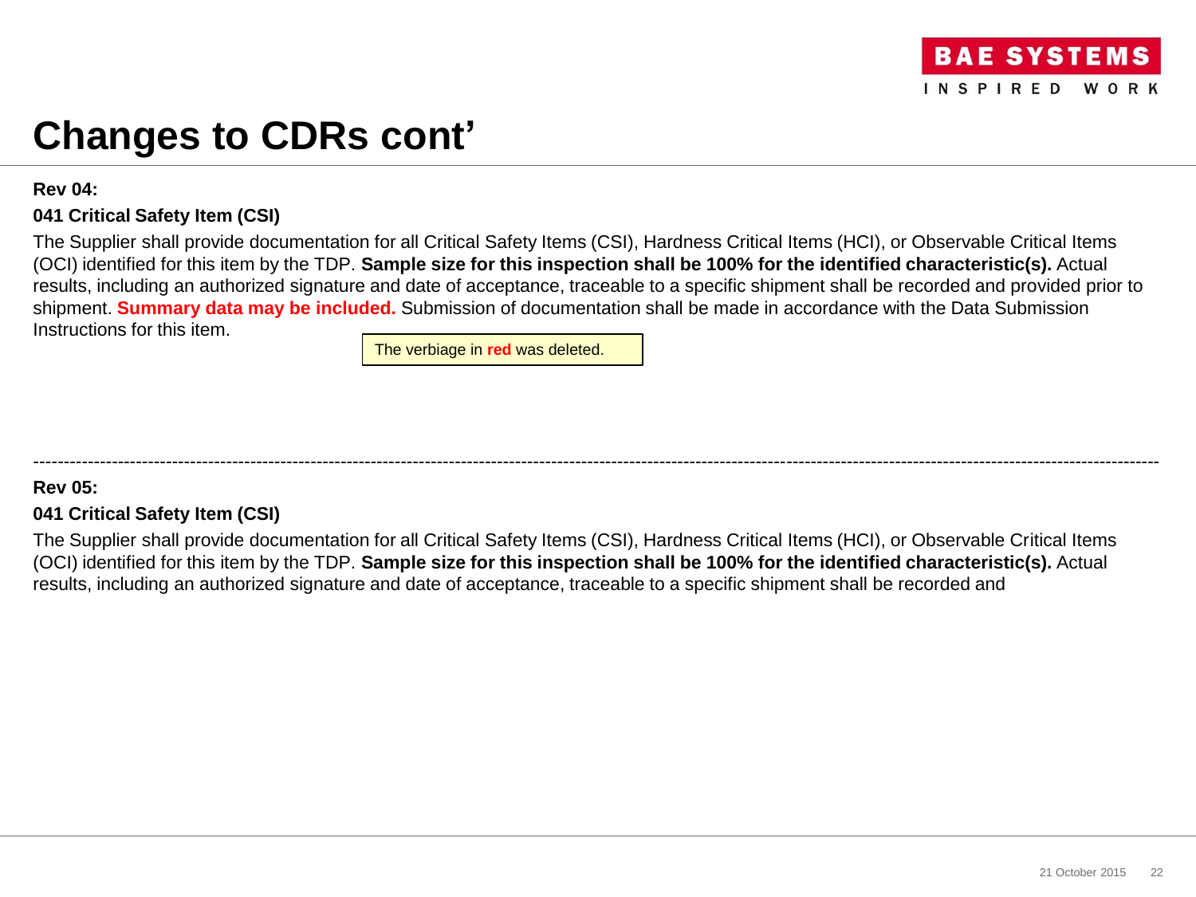# Changes to CDRs cont'

**Rev 04:**

**041 Critical Safety Item (CSI)**

The Supplier shall provide documentation for all Critical Safety Items (CSI), Hardness Critical Items (HCI), or Observable Critical Items (OCI) identified for this item by the TDP. **Sample size for this inspection shall be 100% for the identified characteristic(s).** Actual results, including an authorized signature and date of acceptance, traceable to a specific shipment shall be recorded and provided prior to shipment. **Summary data may be included.** Submission of documentation shall be made in accordance with the Data Submission Instructions for this item.

The verbiage in **red** was deleted.

---

**Rev 05:**

**041 Critical Safety Item (CSI)**

The Supplier shall provide documentation for all Critical Safety Items (CSI), Hardness Critical Items (HCI), or Observable Critical Items (OCI) identified for this item by the TDP. **Sample size for this inspection shall be 100% for the identified characteristic(s).** Actual results, including an authorized signature and date of acceptance, traceable to a specific shipment shall be recorded and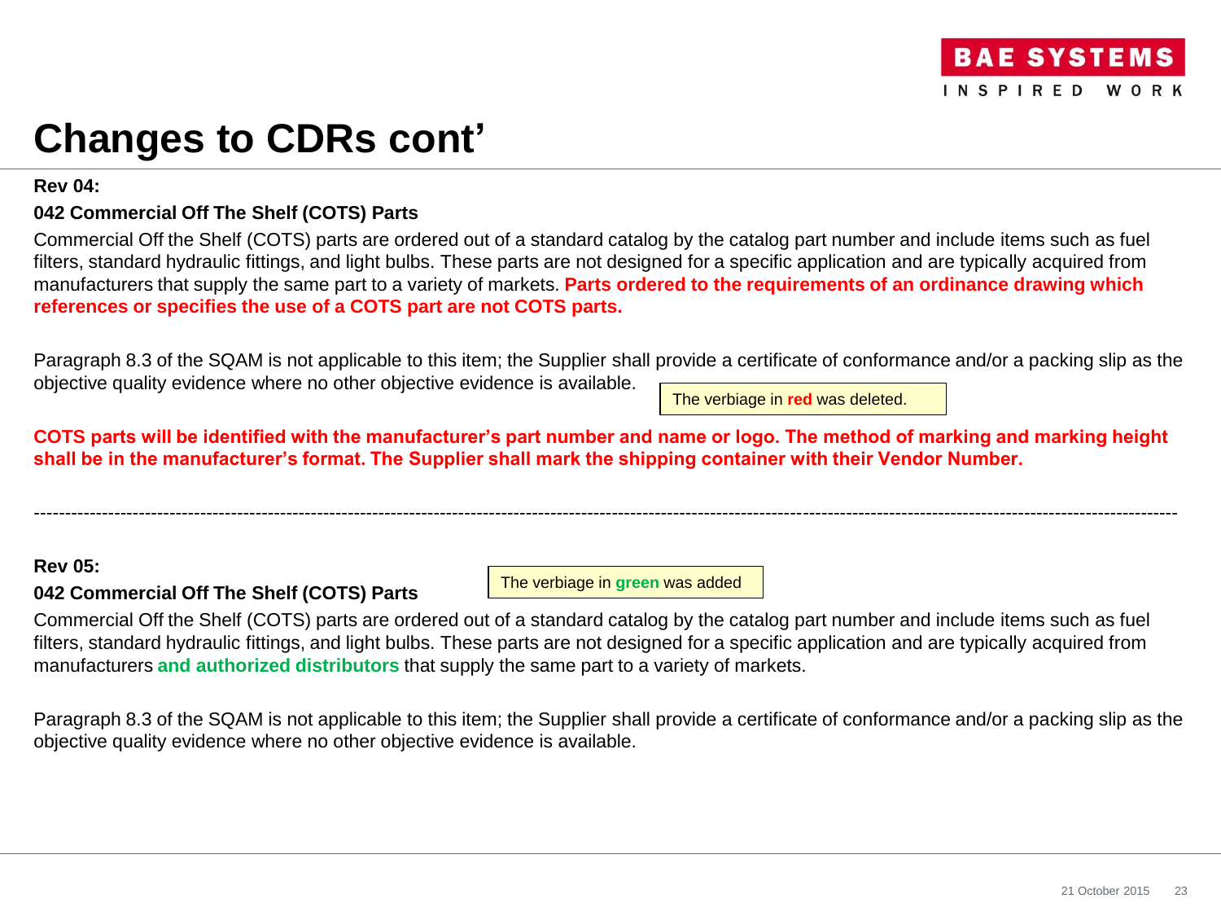# Changes to CDRs cont'

**Rev 04:**

**042 Commercial Off The Shelf (COTS) Parts**

Commercial Off the Shelf (COTS) parts are ordered out of a standard catalog by the catalog part number and include items such as fuel filters, standard hydraulic fittings, and light bulbs. These parts are not designed for a specific application and are typically acquired from manufacturers that supply the same part to a variety of markets. **Parts ordered to the requirements of an ordinance drawing which references or specifies the use of a COTS part are not COTS parts.**

Paragraph 8.3 of the SQAM is not applicable to this item; the Supplier shall provide a certificate of conformance and/or a packing slip as the objective quality evidence where no other objective evidence is available.

> The verbiage in **red** was deleted.

**COTS parts will be identified with the manufacturer's part number and name or logo. The method of marking and marking height shall be in the manufacturer's format. The Supplier shall mark the shipping container with their Vendor Number.**

---

**Rev 05:**

**042 Commercial Off The Shelf (COTS) Parts**

> The verbiage in **green** was added

Commercial Off the Shelf (COTS) parts are ordered out of a standard catalog by the catalog part number and include items such as fuel filters, standard hydraulic fittings, and light bulbs. These parts are not designed for a specific application and are typically acquired from manufacturers **and authorized distributors** that supply the same part to a variety of markets.

Paragraph 8.3 of the SQAM is not applicable to this item; the Supplier shall provide a certificate of conformance and/or a packing slip as the objective quality evidence where no other objective evidence is available.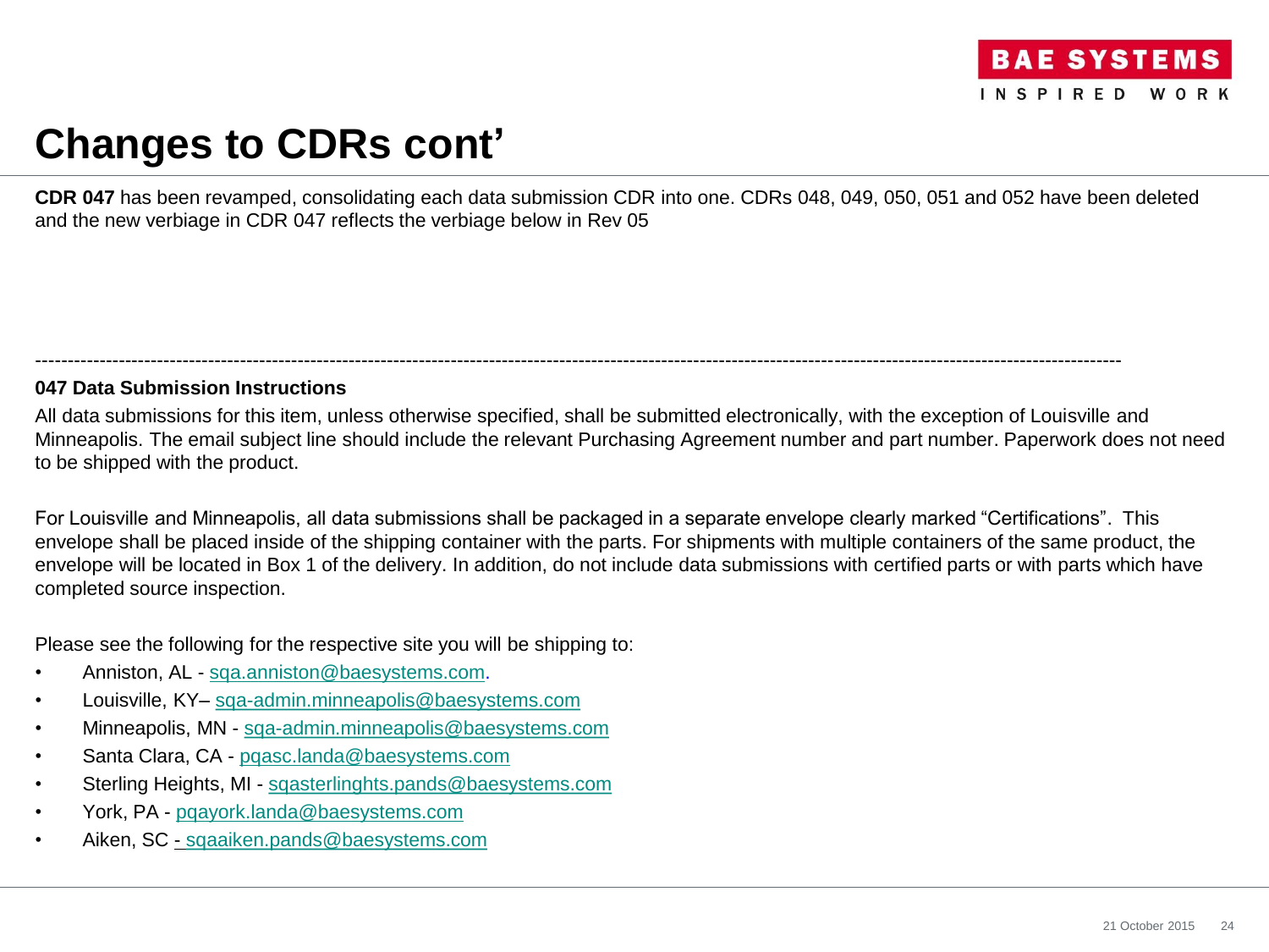# Changes to CDRs cont'

**CDR 047** has been revamped, consolidating each data submission CDR into one. CDRs 048, 049, 050, 051 and 052 have been deleted and the new verbiage in CDR 047 reflects the verbiage below in Rev 05

---

**047 Data Submission Instructions**

All data submissions for this item, unless otherwise specified, shall be submitted electronically, with the exception of Louisville and Minneapolis. The email subject line should include the relevant Purchasing Agreement number and part number. Paperwork does not need to be shipped with the product.

For Louisville and Minneapolis, all data submissions shall be packaged in a separate envelope clearly marked "Certifications". This envelope shall be placed inside of the shipping container with the parts. For shipments with multiple containers of the same product, the envelope will be located in Box 1 of the delivery. In addition, do not include data submissions with certified parts or with parts which have completed source inspection.

Please see the following for the respective site you will be shipping to:

- Anniston, AL - sqa.anniston@baesystems.com.
- Louisville, KY– sqa-admin.minneapolis@baesystems.com
- Minneapolis, MN - sqa-admin.minneapolis@baesystems.com
- Santa Clara, CA - pqasc.landa@baesystems.com
- Sterling Heights, MI - sqasterlinghts.pands@baesystems.com
- York, PA - pqayork.landa@baesystems.com
- Aiken, SC - sqaaiken.pands@baesystems.com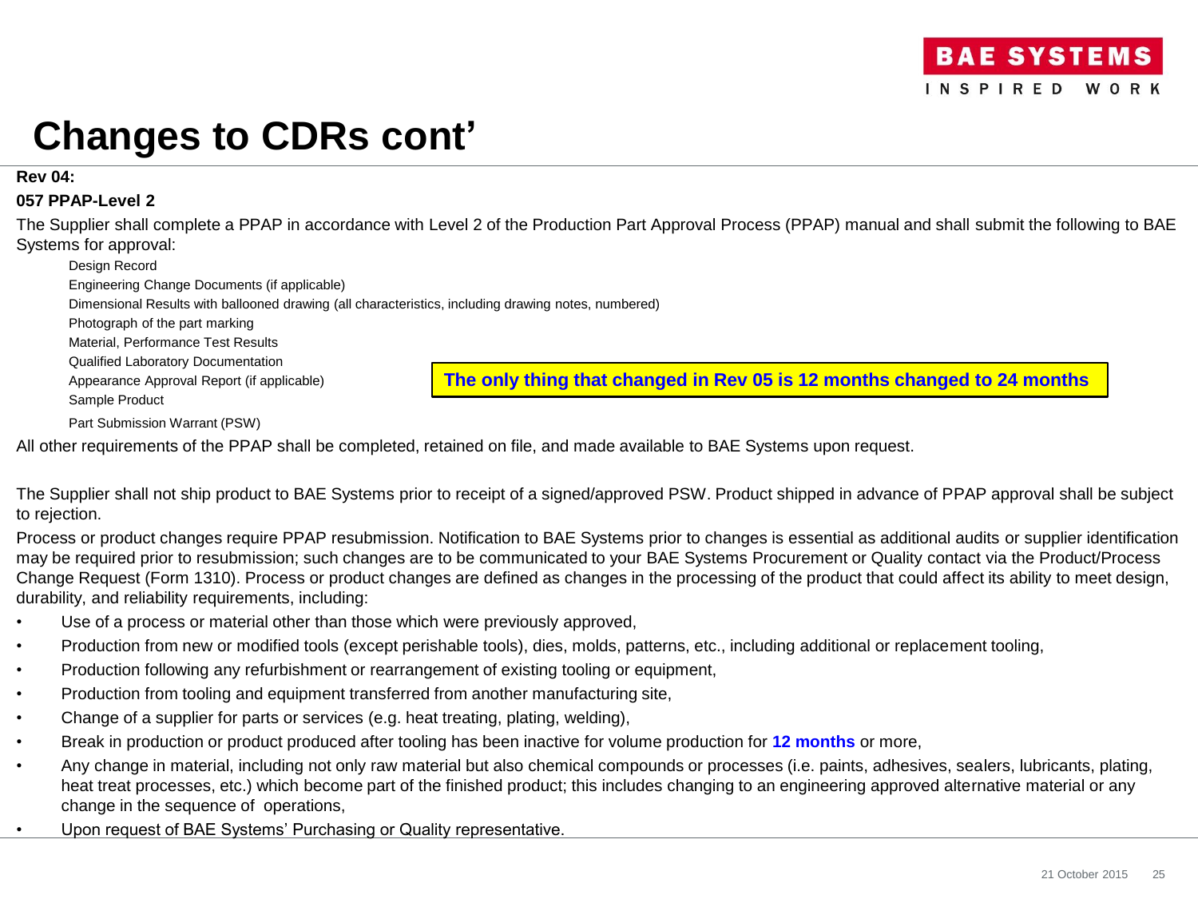# Changes to CDRs cont'

**Rev 04:**

**057 PPAP-Level 2**

The Supplier shall complete a PPAP in accordance with Level 2 of the Production Part Approval Process (PPAP) manual and shall submit the following to BAE Systems for approval:

- Design Record
- Engineering Change Documents (if applicable)
- Dimensional Results with ballooned drawing (all characteristics, including drawing notes, numbered)
- Photograph of the part marking
- Material, Performance Test Results
- Qualified Laboratory Documentation
- Appearance Approval Report (if applicable)
- Sample Product
- Part Submission Warrant (PSW)

**The only thing that changed in Rev 05 is 12 months changed to 24 months**

All other requirements of the PPAP shall be completed, retained on file, and made available to BAE Systems upon request.

The Supplier shall not ship product to BAE Systems prior to receipt of a signed/approved PSW. Product shipped in advance of PPAP approval shall be subject to rejection.

Process or product changes require PPAP resubmission. Notification to BAE Systems prior to changes is essential as additional audits or supplier identification may be required prior to resubmission; such changes are to be communicated to your BAE Systems Procurement or Quality contact via the Product/Process Change Request (Form 1310). Process or product changes are defined as changes in the processing of the product that could affect its ability to meet design, durability, and reliability requirements, including:

- Use of a process or material other than those which were previously approved,
- Production from new or modified tools (except perishable tools), dies, molds, patterns, etc., including additional or replacement tooling,
- Production following any refurbishment or rearrangement of existing tooling or equipment,
- Production from tooling and equipment transferred from another manufacturing site,
- Change of a supplier for parts or services (e.g. heat treating, plating, welding),
- Break in production or product produced after tooling has been inactive for volume production for **12 months** or more,
- Any change in material, including not only raw material but also chemical compounds or processes (i.e. paints, adhesives, sealers, lubricants, plating, heat treat processes, etc.) which become part of the finished product; this includes changing to an engineering approved alternative material or any change in the sequence of operations,
- Upon request of BAE Systems' Purchasing or Quality representative.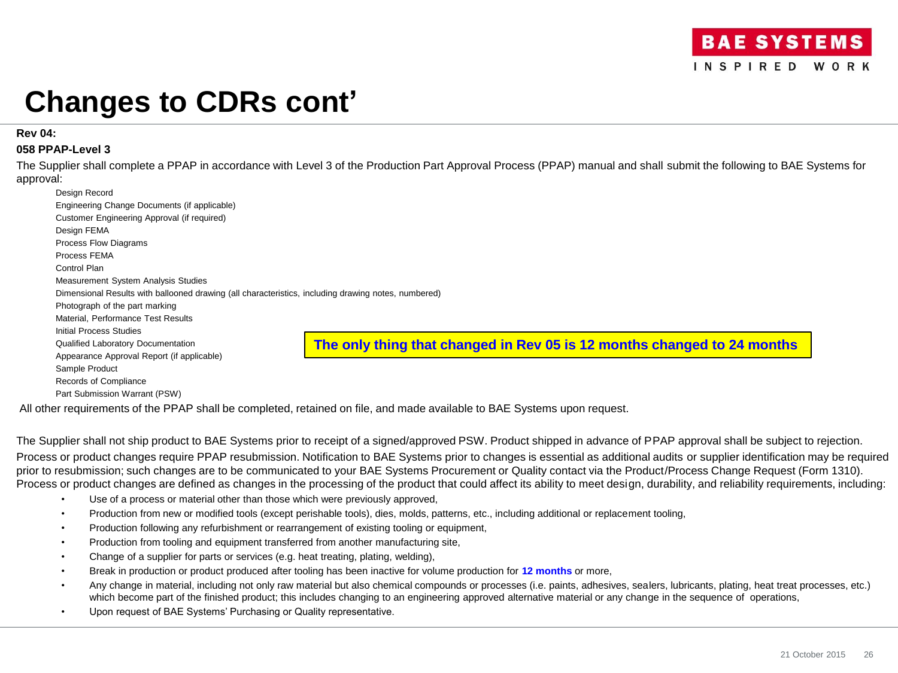# Changes to CDRs cont'

**Rev 04:**

**058 PPAP-Level 3**

The Supplier shall complete a PPAP in accordance with Level 3 of the Production Part Approval Process (PPAP) manual and shall submit the following to BAE Systems for approval:

- Design Record
- Engineering Change Documents (if applicable)
- Customer Engineering Approval (if required)
- Design FEMA
- Process Flow Diagrams
- Process FEMA
- Control Plan
- Measurement System Analysis Studies
- Dimensional Results with ballooned drawing (all characteristics, including drawing notes, numbered)
- Photograph of the part marking
- Material, Performance Test Results
- Initial Process Studies
- Qualified Laboratory Documentation
- Appearance Approval Report (if applicable)
- Sample Product
- Records of Compliance
- Part Submission Warrant (PSW)

**The only thing that changed in Rev 05 is 12 months changed to 24 months**

All other requirements of the PPAP shall be completed, retained on file, and made available to BAE Systems upon request.

The Supplier shall not ship product to BAE Systems prior to receipt of a signed/approved PSW. Product shipped in advance of PPAP approval shall be subject to rejection.

Process or product changes require PPAP resubmission. Notification to BAE Systems prior to changes is essential as additional audits or supplier identification may be required prior to resubmission; such changes are to be communicated to your BAE Systems Procurement or Quality contact via the Product/Process Change Request (Form 1310). Process or product changes are defined as changes in the processing of the product that could affect its ability to meet design, durability, and reliability requirements, including:

- Use of a process or material other than those which were previously approved,
- Production from new or modified tools (except perishable tools), dies, molds, patterns, etc., including additional or replacement tooling,
- Production following any refurbishment or rearrangement of existing tooling or equipment,
- Production from tooling and equipment transferred from another manufacturing site,
- Change of a supplier for parts or services (e.g. heat treating, plating, welding),
- Break in production or product produced after tooling has been inactive for volume production for **12 months** or more,
- Any change in material, including not only raw material but also chemical compounds or processes (i.e. paints, adhesives, sealers, lubricants, plating, heat treat processes, etc.) which become part of the finished product; this includes changing to an engineering approved alternative material or any change in the sequence of operations,
- Upon request of BAE Systems' Purchasing or Quality representative.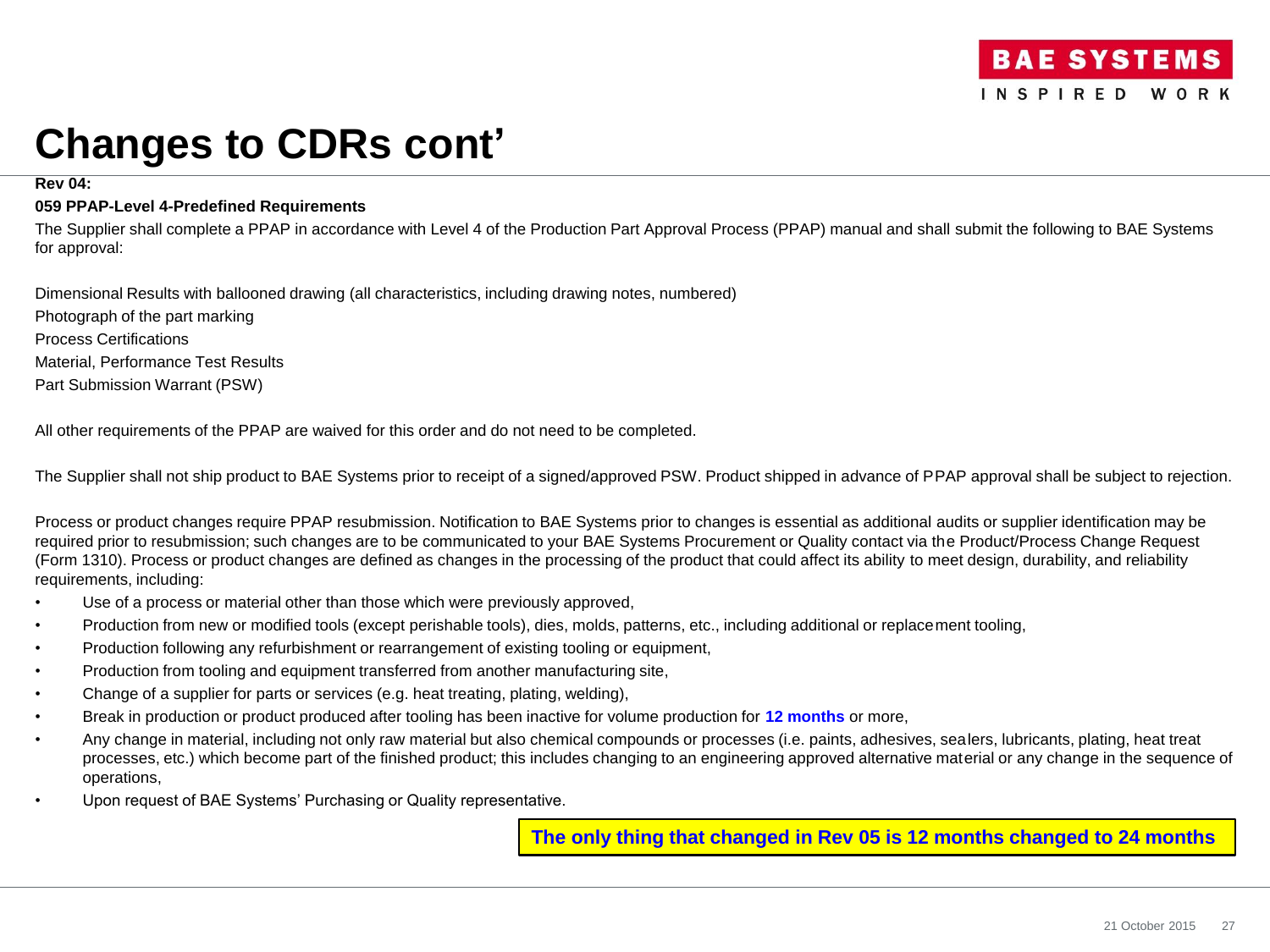# Changes to CDRs cont'

**Rev 04:**

**059 PPAP-Level 4-Predefined Requirements**

The Supplier shall complete a PPAP in accordance with Level 4 of the Production Part Approval Process (PPAP) manual and shall submit the following to BAE Systems for approval:

Dimensional Results with ballooned drawing (all characteristics, including drawing notes, numbered)

Photograph of the part marking

Process Certifications

Material, Performance Test Results

Part Submission Warrant (PSW)

All other requirements of the PPAP are waived for this order and do not need to be completed.

The Supplier shall not ship product to BAE Systems prior to receipt of a signed/approved PSW. Product shipped in advance of PPAP approval shall be subject to rejection.

Process or product changes require PPAP resubmission. Notification to BAE Systems prior to changes is essential as additional audits or supplier identification may be required prior to resubmission; such changes are to be communicated to your BAE Systems Procurement or Quality contact via the Product/Process Change Request (Form 1310). Process or product changes are defined as changes in the processing of the product that could affect its ability to meet design, durability, and reliability requirements, including:

- Use of a process or material other than those which were previously approved,
- Production from new or modified tools (except perishable tools), dies, molds, patterns, etc., including additional or replacement tooling,
- Production following any refurbishment or rearrangement of existing tooling or equipment,
- Production from tooling and equipment transferred from another manufacturing site,
- Change of a supplier for parts or services (e.g. heat treating, plating, welding),
- Break in production or product produced after tooling has been inactive for volume production for **12 months** or more,
- Any change in material, including not only raw material but also chemical compounds or processes (i.e. paints, adhesives, sealers, lubricants, plating, heat treat processes, etc.) which become part of the finished product; this includes changing to an engineering approved alternative material or any change in the sequence of operations,
- Upon request of BAE Systems' Purchasing or Quality representative.

**The only thing that changed in Rev 05 is 12 months changed to 24 months**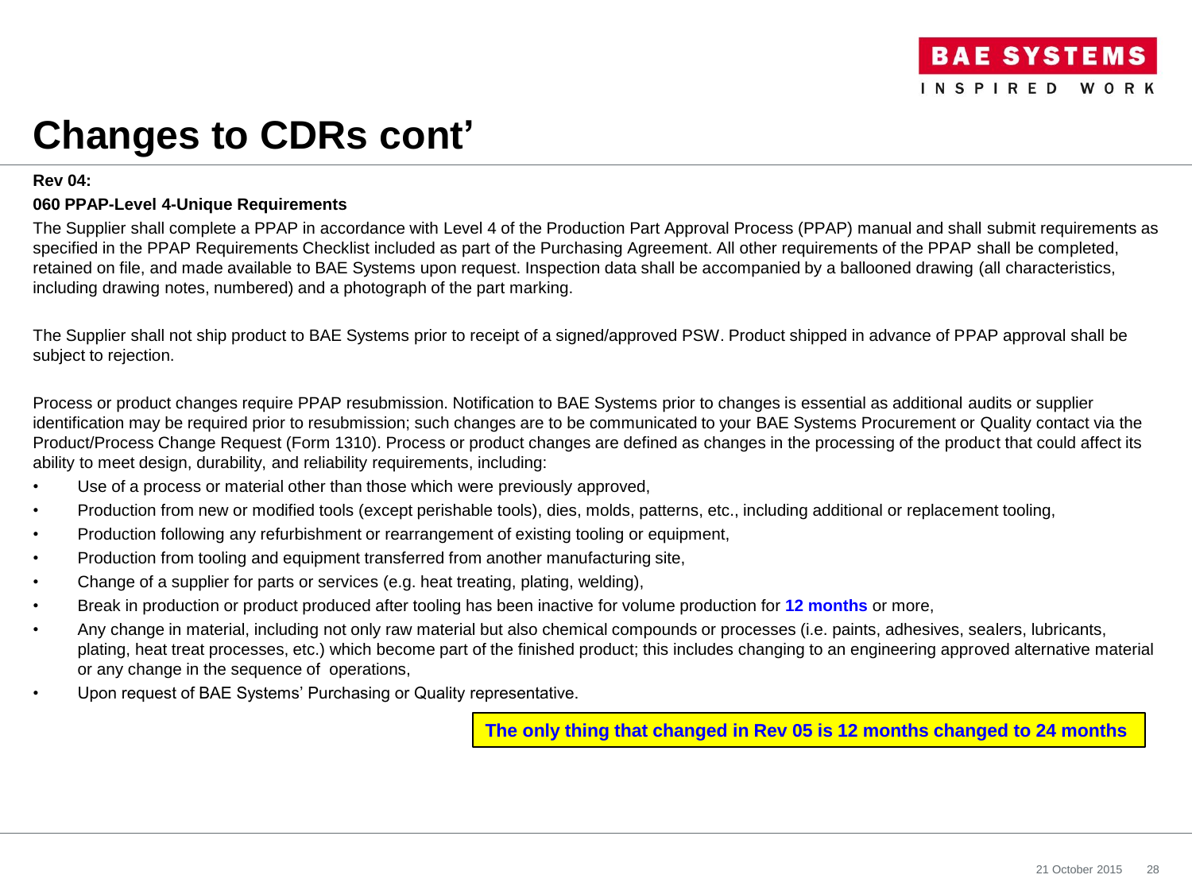# Changes to CDRs cont'

**Rev 04:**

**060 PPAP-Level 4-Unique Requirements**

The Supplier shall complete a PPAP in accordance with Level 4 of the Production Part Approval Process (PPAP) manual and shall submit requirements as specified in the PPAP Requirements Checklist included as part of the Purchasing Agreement. All other requirements of the PPAP shall be completed, retained on file, and made available to BAE Systems upon request. Inspection data shall be accompanied by a ballooned drawing (all characteristics, including drawing notes, numbered) and a photograph of the part marking.

The Supplier shall not ship product to BAE Systems prior to receipt of a signed/approved PSW. Product shipped in advance of PPAP approval shall be subject to rejection.

Process or product changes require PPAP resubmission. Notification to BAE Systems prior to changes is essential as additional audits or supplier identification may be required prior to resubmission; such changes are to be communicated to your BAE Systems Procurement or Quality contact via the Product/Process Change Request (Form 1310). Process or product changes are defined as changes in the processing of the product that could affect its ability to meet design, durability, and reliability requirements, including:

- Use of a process or material other than those which were previously approved,
- Production from new or modified tools (except perishable tools), dies, molds, patterns, etc., including additional or replacement tooling,
- Production following any refurbishment or rearrangement of existing tooling or equipment,
- Production from tooling and equipment transferred from another manufacturing site,
- Change of a supplier for parts or services (e.g. heat treating, plating, welding),
- Break in production or product produced after tooling has been inactive for volume production for **12 months** or more,
- Any change in material, including not only raw material but also chemical compounds or processes (i.e. paints, adhesives, sealers, lubricants, plating, heat treat processes, etc.) which become part of the finished product; this includes changing to an engineering approved alternative material or any change in the sequence of operations,
- Upon request of BAE Systems' Purchasing or Quality representative.

**The only thing that changed in Rev 05 is 12 months changed to 24 months**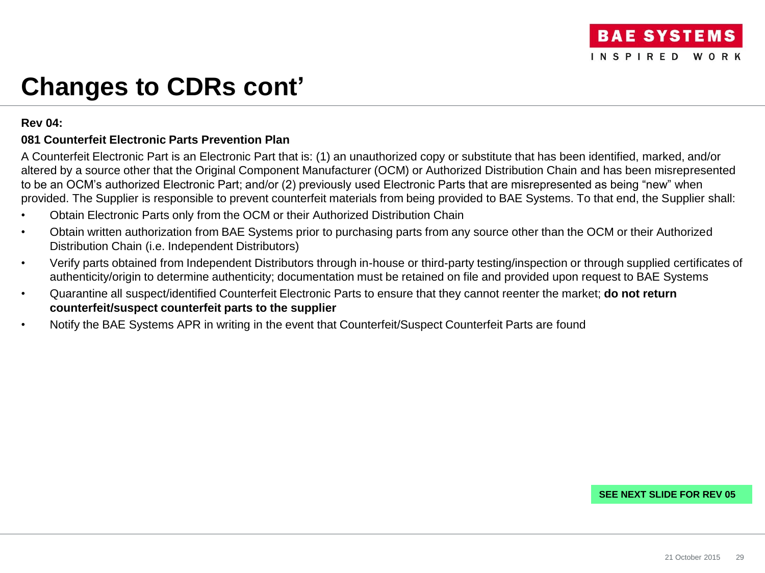# Changes to CDRs cont'

**Rev 04:**

**081 Counterfeit Electronic Parts Prevention Plan**

A Counterfeit Electronic Part is an Electronic Part that is: (1) an unauthorized copy or substitute that has been identified, marked, and/or altered by a source other that the Original Component Manufacturer (OCM) or Authorized Distribution Chain and has been misrepresented to be an OCM's authorized Electronic Part; and/or (2) previously used Electronic Parts that are misrepresented as being "new" when provided. The Supplier is responsible to prevent counterfeit materials from being provided to BAE Systems. To that end, the Supplier shall:

- Obtain Electronic Parts only from the OCM or their Authorized Distribution Chain
- Obtain written authorization from BAE Systems prior to purchasing parts from any source other than the OCM or their Authorized Distribution Chain (i.e. Independent Distributors)
- Verify parts obtained from Independent Distributors through in-house or third-party testing/inspection or through supplied certificates of authenticity/origin to determine authenticity; documentation must be retained on file and provided upon request to BAE Systems
- Quarantine all suspect/identified Counterfeit Electronic Parts to ensure that they cannot reenter the market; **do not return counterfeit/suspect counterfeit parts to the supplier**
- Notify the BAE Systems APR in writing in the event that Counterfeit/Suspect Counterfeit Parts are found

**SEE NEXT SLIDE FOR REV 05**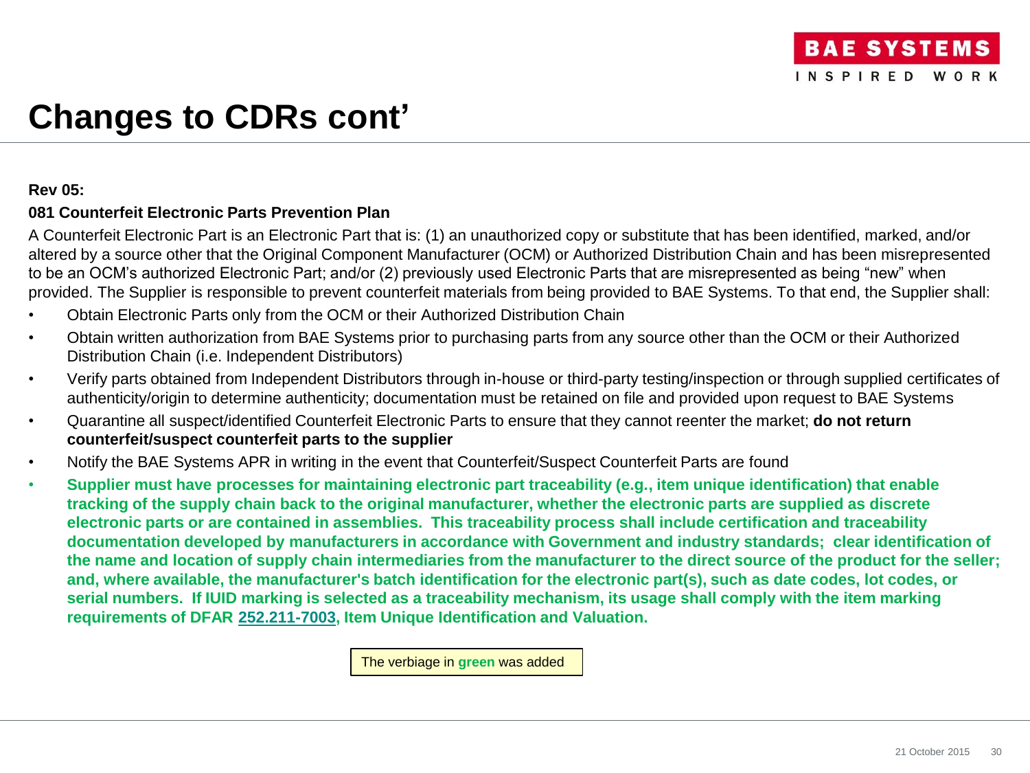# Changes to CDRs cont'

**Rev 05:**

**081 Counterfeit Electronic Parts Prevention Plan**

A Counterfeit Electronic Part is an Electronic Part that is: (1) an unauthorized copy or substitute that has been identified, marked, and/or altered by a source other that the Original Component Manufacturer (OCM) or Authorized Distribution Chain and has been misrepresented to be an OCM's authorized Electronic Part; and/or (2) previously used Electronic Parts that are misrepresented as being "new" when provided. The Supplier is responsible to prevent counterfeit materials from being provided to BAE Systems. To that end, the Supplier shall:

- Obtain Electronic Parts only from the OCM or their Authorized Distribution Chain
- Obtain written authorization from BAE Systems prior to purchasing parts from any source other than the OCM or their Authorized Distribution Chain (i.e. Independent Distributors)
- Verify parts obtained from Independent Distributors through in-house or third-party testing/inspection or through supplied certificates of authenticity/origin to determine authenticity; documentation must be retained on file and provided upon request to BAE Systems
- Quarantine all suspect/identified Counterfeit Electronic Parts to ensure that they cannot reenter the market; **do not return counterfeit/suspect counterfeit parts to the supplier**
- Notify the BAE Systems APR in writing in the event that Counterfeit/Suspect Counterfeit Parts are found
- **Supplier must have processes for maintaining electronic part traceability (e.g., item unique identification) that enable tracking of the supply chain back to the original manufacturer, whether the electronic parts are supplied as discrete electronic parts or are contained in assemblies. This traceability process shall include certification and traceability documentation developed by manufacturers in accordance with Government and industry standards; clear identification of the name and location of supply chain intermediaries from the manufacturer to the direct source of the product for the seller; and, where available, the manufacturer's batch identification for the electronic part(s), such as date codes, lot codes, or serial numbers. If IUID marking is selected as a traceability mechanism, its usage shall comply with the item marking requirements of DFAR 252.211-7003, Item Unique Identification and Valuation.**

The verbiage in **green** was added